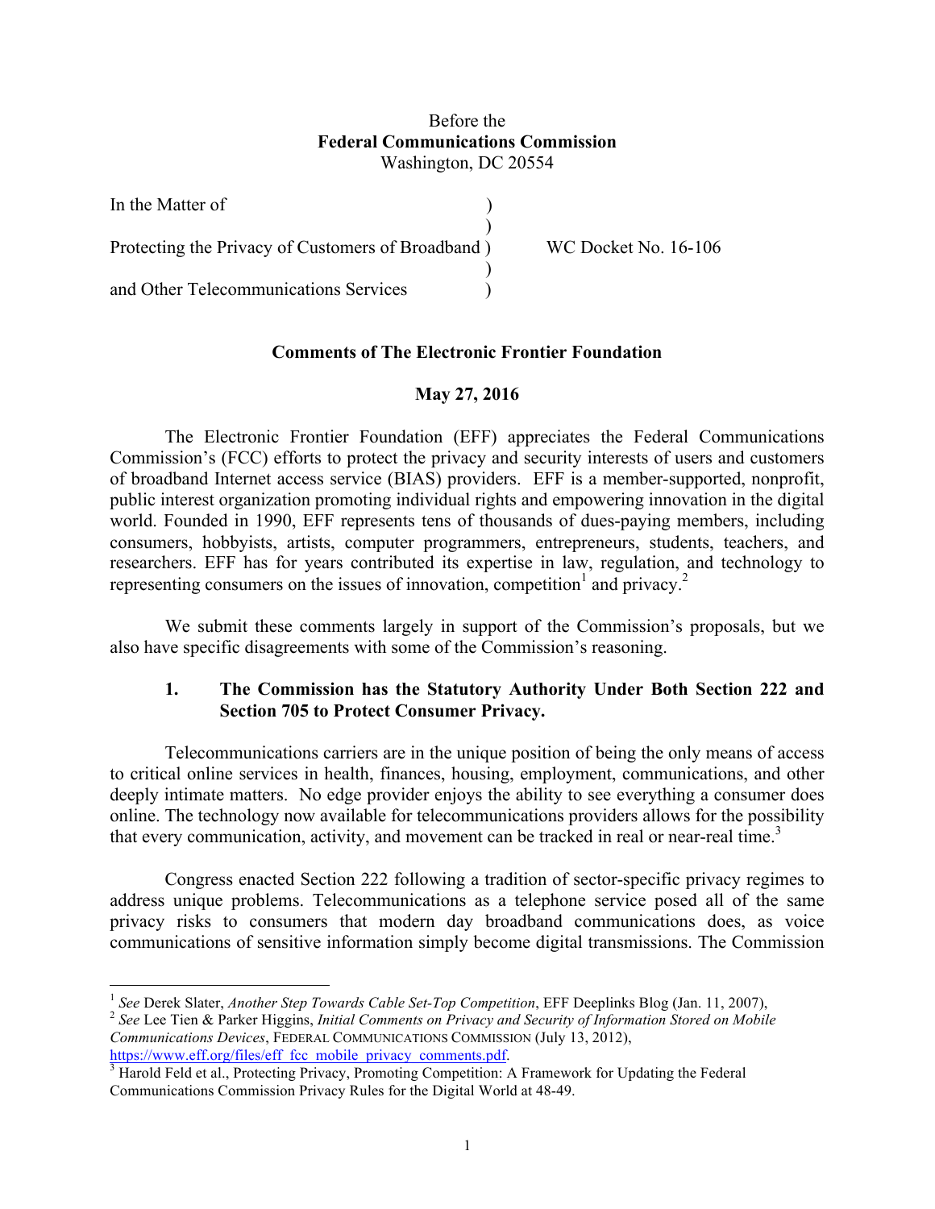Before the
**Federal Communications Commission**
Washington, DC 20554

| | | |
|---|---|---|
| In the Matter of | ) | |
| | ) | |
| Protecting the Privacy of Customers of Broadband | ) | WC Docket No. 16-106 |
| | ) | |
| and Other Telecommunications Services | ) | |

**Comments of The Electronic Frontier Foundation**

**May 27, 2016**

The Electronic Frontier Foundation (EFF) appreciates the Federal Communications Commission's (FCC) efforts to protect the privacy and security interests of users and customers of broadband Internet access service (BIAS) providers. EFF is a member-supported, nonprofit, public interest organization promoting individual rights and empowering innovation in the digital world. Founded in 1990, EFF represents tens of thousands of dues-paying members, including consumers, hobbyists, artists, computer programmers, entrepreneurs, students, teachers, and researchers. EFF has for years contributed its expertise in law, regulation, and technology to representing consumers on the issues of innovation, competition[1] and privacy.[2]

We submit these comments largely in support of the Commission's proposals, but we also have specific disagreements with some of the Commission's reasoning.

## 1. The Commission has the Statutory Authority Under Both Section 222 and Section 705 to Protect Consumer Privacy.

Telecommunications carriers are in the unique position of being the only means of access to critical online services in health, finances, housing, employment, communications, and other deeply intimate matters. No edge provider enjoys the ability to see everything a consumer does online. The technology now available for telecommunications providers allows for the possibility that every communication, activity, and movement can be tracked in real or near-real time.[3]

Congress enacted Section 222 following a tradition of sector-specific privacy regimes to address unique problems. Telecommunications as a telephone service posed all of the same privacy risks to consumers that modern day broadband communications does, as voice communications of sensitive information simply become digital transmissions. The Commission

---

[1] *See* Derek Slater, *Another Step Towards Cable Set-Top Competition*, EFF Deeplinks Blog (Jan. 11, 2007),

[2] *See* Lee Tien & Parker Higgins, *Initial Comments on Privacy and Security of Information Stored on Mobile Communications Devices*, FEDERAL COMMUNICATIONS COMMISSION (July 13, 2012), https://www.eff.org/files/eff_fcc_mobile_privacy_comments.pdf.

[3] Harold Feld et al., Protecting Privacy, Promoting Competition: A Framework for Updating the Federal Communications Commission Privacy Rules for the Digital World at 48-49.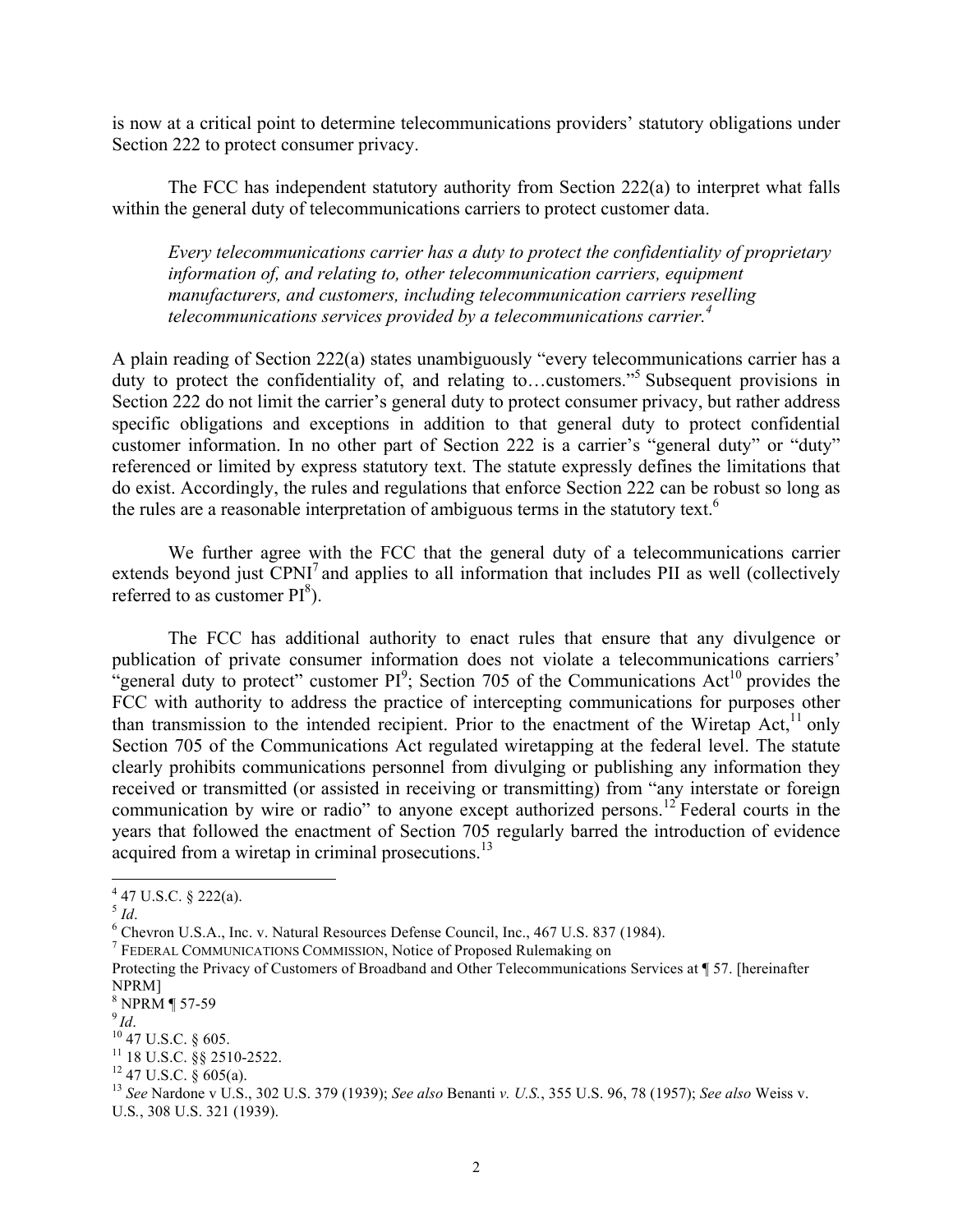is now at a critical point to determine telecommunications providers' statutory obligations under Section 222 to protect consumer privacy.

The FCC has independent statutory authority from Section 222(a) to interpret what falls within the general duty of telecommunications carriers to protect customer data.

> *Every telecommunications carrier has a duty to protect the confidentiality of proprietary information of, and relating to, other telecommunication carriers, equipment manufacturers, and customers, including telecommunication carriers reselling telecommunications services provided by a telecommunications carrier.*[4]

A plain reading of Section 222(a) states unambiguously "every telecommunications carrier has a duty to protect the confidentiality of, and relating to…customers."[5] Subsequent provisions in Section 222 do not limit the carrier's general duty to protect consumer privacy, but rather address specific obligations and exceptions in addition to that general duty to protect confidential customer information. In no other part of Section 222 is a carrier's "general duty" or "duty" referenced or limited by express statutory text. The statute expressly defines the limitations that do exist. Accordingly, the rules and regulations that enforce Section 222 can be robust so long as the rules are a reasonable interpretation of ambiguous terms in the statutory text.[6]

We further agree with the FCC that the general duty of a telecommunications carrier extends beyond just CPNI[7] and applies to all information that includes PII as well (collectively referred to as customer PI[8]).

The FCC has additional authority to enact rules that ensure that any divulgence or publication of private consumer information does not violate a telecommunications carriers' "general duty to protect" customer PI[9]; Section 705 of the Communications Act[10] provides the FCC with authority to address the practice of intercepting communications for purposes other than transmission to the intended recipient. Prior to the enactment of the Wiretap Act,[11] only Section 705 of the Communications Act regulated wiretapping at the federal level. The statute clearly prohibits communications personnel from divulging or publishing any information they received or transmitted (or assisted in receiving or transmitting) from "any interstate or foreign communication by wire or radio" to anyone except authorized persons.[12] Federal courts in the years that followed the enactment of Section 705 regularly barred the introduction of evidence acquired from a wiretap in criminal prosecutions.[13]

---

[4] 47 U.S.C. § 222(a).
[5] *Id*.
[6] Chevron U.S.A., Inc. v. Natural Resources Defense Council, Inc., 467 U.S. 837 (1984).
[7] FEDERAL COMMUNICATIONS COMMISSION, Notice of Proposed Rulemaking on Protecting the Privacy of Customers of Broadband and Other Telecommunications Services at ¶ 57. [hereinafter NPRM]
[8] NPRM ¶ 57-59
[9] *Id*.
[10] 47 U.S.C. § 605.
[11] 18 U.S.C. §§ 2510-2522.
[12] 47 U.S.C. § 605(a).
[13] *See* Nardone v U.S., 302 U.S. 379 (1939); *See also* Benanti *v. U.S.*, 355 U.S. 96, 78 (1957); *See also* Weiss v. U.S., 308 U.S. 321 (1939).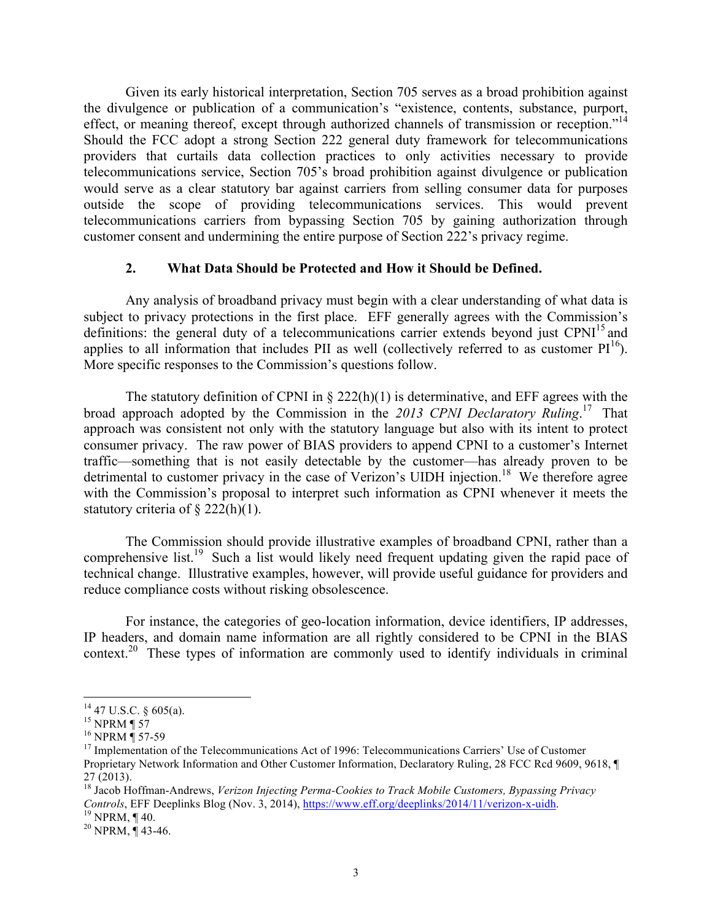Given its early historical interpretation, Section 705 serves as a broad prohibition against the divulgence or publication of a communication's "existence, contents, substance, purport, effect, or meaning thereof, except through authorized channels of transmission or reception."[14] Should the FCC adopt a strong Section 222 general duty framework for telecommunications providers that curtails data collection practices to only activities necessary to provide telecommunications service, Section 705's broad prohibition against divulgence or publication would serve as a clear statutory bar against carriers from selling consumer data for purposes outside the scope of providing telecommunications services. This would prevent telecommunications carriers from bypassing Section 705 by gaining authorization through customer consent and undermining the entire purpose of Section 222's privacy regime.

### 2. What Data Should be Protected and How it Should be Defined.

Any analysis of broadband privacy must begin with a clear understanding of what data is subject to privacy protections in the first place. EFF generally agrees with the Commission's definitions: the general duty of a telecommunications carrier extends beyond just CPNI[15] and applies to all information that includes PII as well (collectively referred to as customer PI[16]). More specific responses to the Commission's questions follow.

The statutory definition of CPNI in § 222(h)(1) is determinative, and EFF agrees with the broad approach adopted by the Commission in the *2013 CPNI Declaratory Ruling*.[17] That approach was consistent not only with the statutory language but also with its intent to protect consumer privacy. The raw power of BIAS providers to append CPNI to a customer's Internet traffic—something that is not easily detectable by the customer—has already proven to be detrimental to customer privacy in the case of Verizon's UIDH injection.[18] We therefore agree with the Commission's proposal to interpret such information as CPNI whenever it meets the statutory criteria of § 222(h)(1).

The Commission should provide illustrative examples of broadband CPNI, rather than a comprehensive list.[19] Such a list would likely need frequent updating given the rapid pace of technical change. Illustrative examples, however, will provide useful guidance for providers and reduce compliance costs without risking obsolescence.

For instance, the categories of geo-location information, device identifiers, IP addresses, IP headers, and domain name information are all rightly considered to be CPNI in the BIAS context.[20] These types of information are commonly used to identify individuals in criminal

---

[14] 47 U.S.C. § 605(a).

[15] NPRM ¶ 57

[16] NPRM ¶ 57-59

[17] Implementation of the Telecommunications Act of 1996: Telecommunications Carriers' Use of Customer Proprietary Network Information and Other Customer Information, Declaratory Ruling, 28 FCC Rcd 9609, 9618, ¶ 27 (2013).

[18] Jacob Hoffman-Andrews, *Verizon Injecting Perma-Cookies to Track Mobile Customers, Bypassing Privacy Controls*, EFF Deeplinks Blog (Nov. 3, 2014), https://www.eff.org/deeplinks/2014/11/verizon-x-uidh.

[19] NPRM, ¶ 40.

[20] NPRM, ¶ 43-46.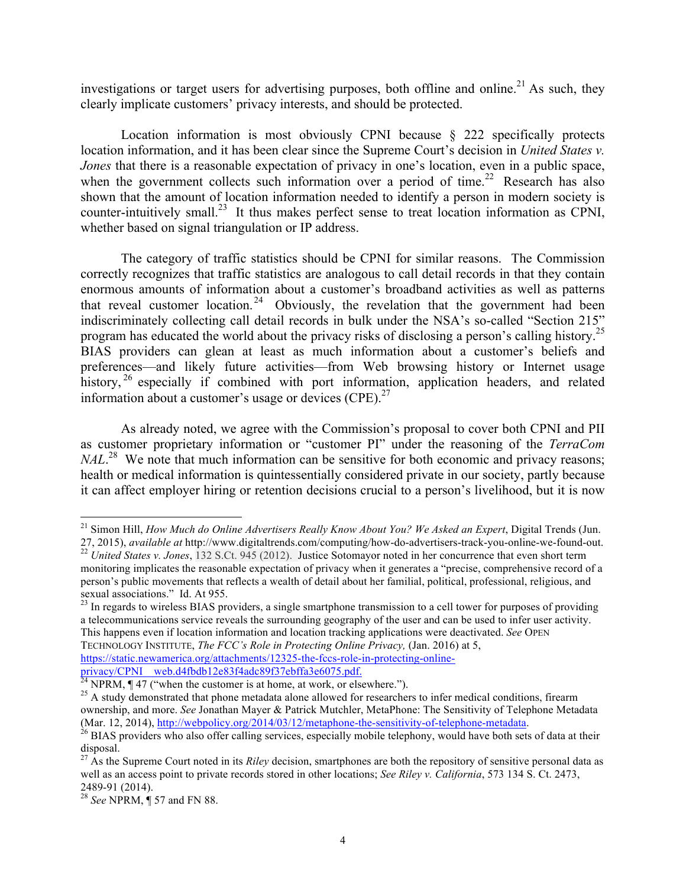investigations or target users for advertising purposes, both offline and online.[21] As such, they clearly implicate customers' privacy interests, and should be protected.

Location information is most obviously CPNI because § 222 specifically protects location information, and it has been clear since the Supreme Court's decision in *United States v. Jones* that there is a reasonable expectation of privacy in one's location, even in a public space, when the government collects such information over a period of time.[22] Research has also shown that the amount of location information needed to identify a person in modern society is counter-intuitively small.[23] It thus makes perfect sense to treat location information as CPNI, whether based on signal triangulation or IP address.

The category of traffic statistics should be CPNI for similar reasons. The Commission correctly recognizes that traffic statistics are analogous to call detail records in that they contain enormous amounts of information about a customer's broadband activities as well as patterns that reveal customer location.[24] Obviously, the revelation that the government had been indiscriminately collecting call detail records in bulk under the NSA's so-called "Section 215" program has educated the world about the privacy risks of disclosing a person's calling history.[25] BIAS providers can glean at least as much information about a customer's beliefs and preferences—and likely future activities—from Web browsing history or Internet usage history,[26] especially if combined with port information, application headers, and related information about a customer's usage or devices (CPE).[27]

As already noted, we agree with the Commission's proposal to cover both CPNI and PII as customer proprietary information or "customer PI" under the reasoning of the *TerraCom NAL*.[28] We note that much information can be sensitive for both economic and privacy reasons; health or medical information is quintessentially considered private in our society, partly because it can affect employer hiring or retention decisions crucial to a person's livelihood, but it is now

---

[21] Simon Hill, *How Much do Online Advertisers Really Know About You? We Asked an Expert*, Digital Trends (Jun. 27, 2015), *available at* http://www.digitaltrends.com/computing/how-do-advertisers-track-you-online-we-found-out.

[22] *United States v. Jones*, 132 S.Ct. 945 (2012). Justice Sotomayor noted in her concurrence that even short term monitoring implicates the reasonable expectation of privacy when it generates a "precise, comprehensive record of a person's public movements that reflects a wealth of detail about her familial, political, professional, religious, and sexual associations." Id. At 955.

[23] In regards to wireless BIAS providers, a single smartphone transmission to a cell tower for purposes of providing a telecommunications service reveals the surrounding geography of the user and can be used to infer user activity. This happens even if location information and location tracking applications were deactivated. *See* OPEN TECHNOLOGY INSTITUTE, *The FCC's Role in Protecting Online Privacy,* (Jan. 2016) at 5, https://static.newamerica.org/attachments/12325-the-fccs-role-in-protecting-online-privacy/CPNI__web.d4fbdb12e83f4adc89f37ebffa3e6075.pdf.

[24] NPRM, ¶ 47 ("when the customer is at home, at work, or elsewhere.").

[25] A study demonstrated that phone metadata alone allowed for researchers to infer medical conditions, firearm ownership, and more. *See* Jonathan Mayer & Patrick Mutchler, MetaPhone: The Sensitivity of Telephone Metadata (Mar. 12, 2014), http://webpolicy.org/2014/03/12/metaphone-the-sensitivity-of-telephone-metadata.

[26] BIAS providers who also offer calling services, especially mobile telephony, would have both sets of data at their disposal.

[27] As the Supreme Court noted in its *Riley* decision, smartphones are both the repository of sensitive personal data as well as an access point to private records stored in other locations; *See Riley v. California*, 573 134 S. Ct. 2473, 2489-91 (2014).

[28] *See* NPRM, ¶ 57 and FN 88.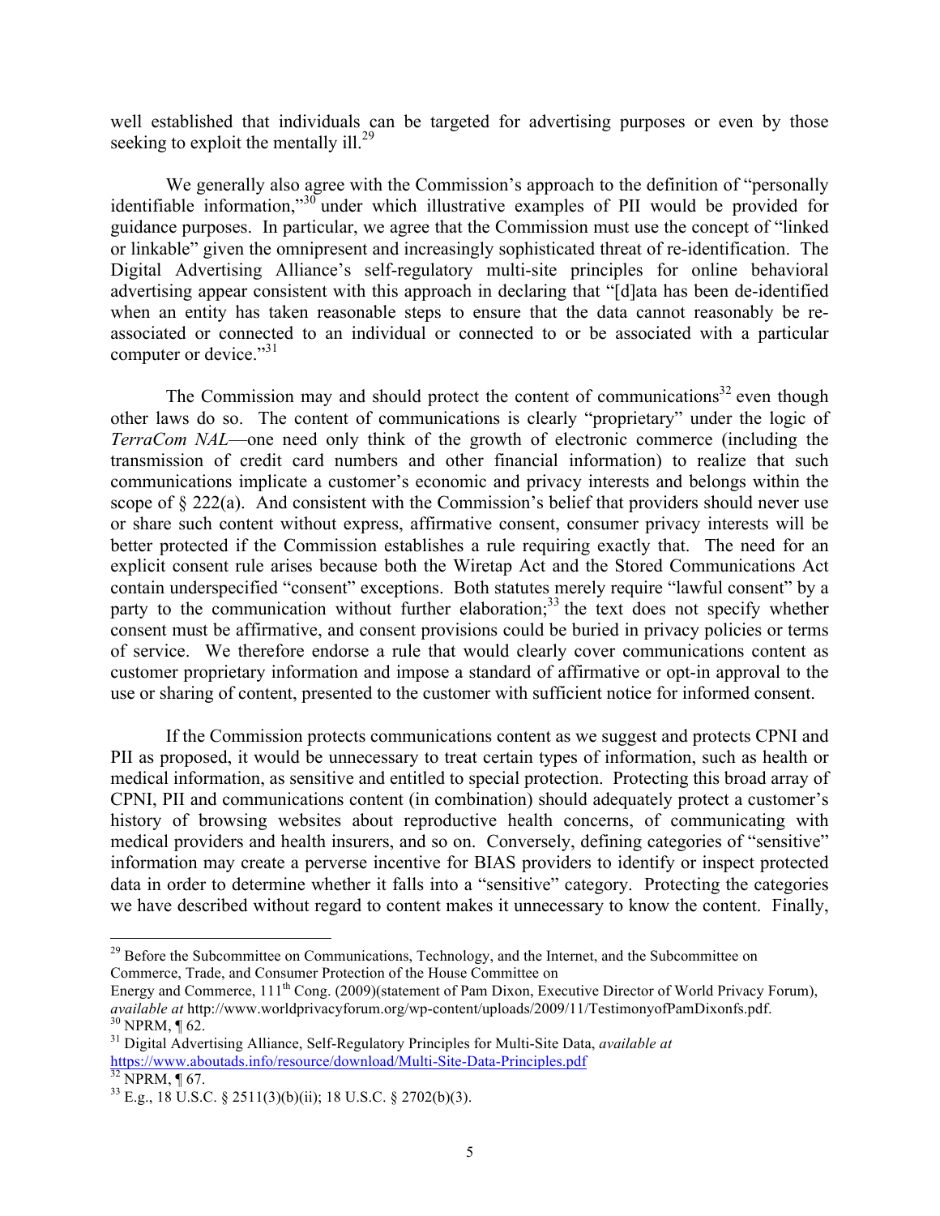well established that individuals can be targeted for advertising purposes or even by those seeking to exploit the mentally ill.[29]

We generally also agree with the Commission's approach to the definition of "personally identifiable information,"[30] under which illustrative examples of PII would be provided for guidance purposes. In particular, we agree that the Commission must use the concept of "linked or linkable" given the omnipresent and increasingly sophisticated threat of re-identification. The Digital Advertising Alliance's self-regulatory multi-site principles for online behavioral advertising appear consistent with this approach in declaring that "[d]ata has been de-identified when an entity has taken reasonable steps to ensure that the data cannot reasonably be re-associated or connected to an individual or connected to or be associated with a particular computer or device."[31]

The Commission may and should protect the content of communications[32] even though other laws do so. The content of communications is clearly "proprietary" under the logic of *TerraCom NAL*—one need only think of the growth of electronic commerce (including the transmission of credit card numbers and other financial information) to realize that such communications implicate a customer's economic and privacy interests and belongs within the scope of § 222(a). And consistent with the Commission's belief that providers should never use or share such content without express, affirmative consent, consumer privacy interests will be better protected if the Commission establishes a rule requiring exactly that. The need for an explicit consent rule arises because both the Wiretap Act and the Stored Communications Act contain underspecified "consent" exceptions. Both statutes merely require "lawful consent" by a party to the communication without further elaboration;[33] the text does not specify whether consent must be affirmative, and consent provisions could be buried in privacy policies or terms of service. We therefore endorse a rule that would clearly cover communications content as customer proprietary information and impose a standard of affirmative or opt-in approval to the use or sharing of content, presented to the customer with sufficient notice for informed consent.

If the Commission protects communications content as we suggest and protects CPNI and PII as proposed, it would be unnecessary to treat certain types of information, such as health or medical information, as sensitive and entitled to special protection. Protecting this broad array of CPNI, PII and communications content (in combination) should adequately protect a customer's history of browsing websites about reproductive health concerns, of communicating with medical providers and health insurers, and so on. Conversely, defining categories of "sensitive" information may create a perverse incentive for BIAS providers to identify or inspect protected data in order to determine whether it falls into a "sensitive" category. Protecting the categories we have described without regard to content makes it unnecessary to know the content. Finally,

---

[29] Before the Subcommittee on Communications, Technology, and the Internet, and the Subcommittee on Commerce, Trade, and Consumer Protection of the House Committee on Energy and Commerce, 111th Cong. (2009)(statement of Pam Dixon, Executive Director of World Privacy Forum), *available at* http://www.worldprivacyforum.org/wp-content/uploads/2009/11/TestimonyofPamDixonfs.pdf.

[30] NPRM, ¶ 62.

[31] Digital Advertising Alliance, Self-Regulatory Principles for Multi-Site Data, *available at* https://www.aboutads.info/resource/download/Multi-Site-Data-Principles.pdf

[32] NPRM, ¶ 67.

[33] E.g., 18 U.S.C. § 2511(3)(b)(ii); 18 U.S.C. § 2702(b)(3).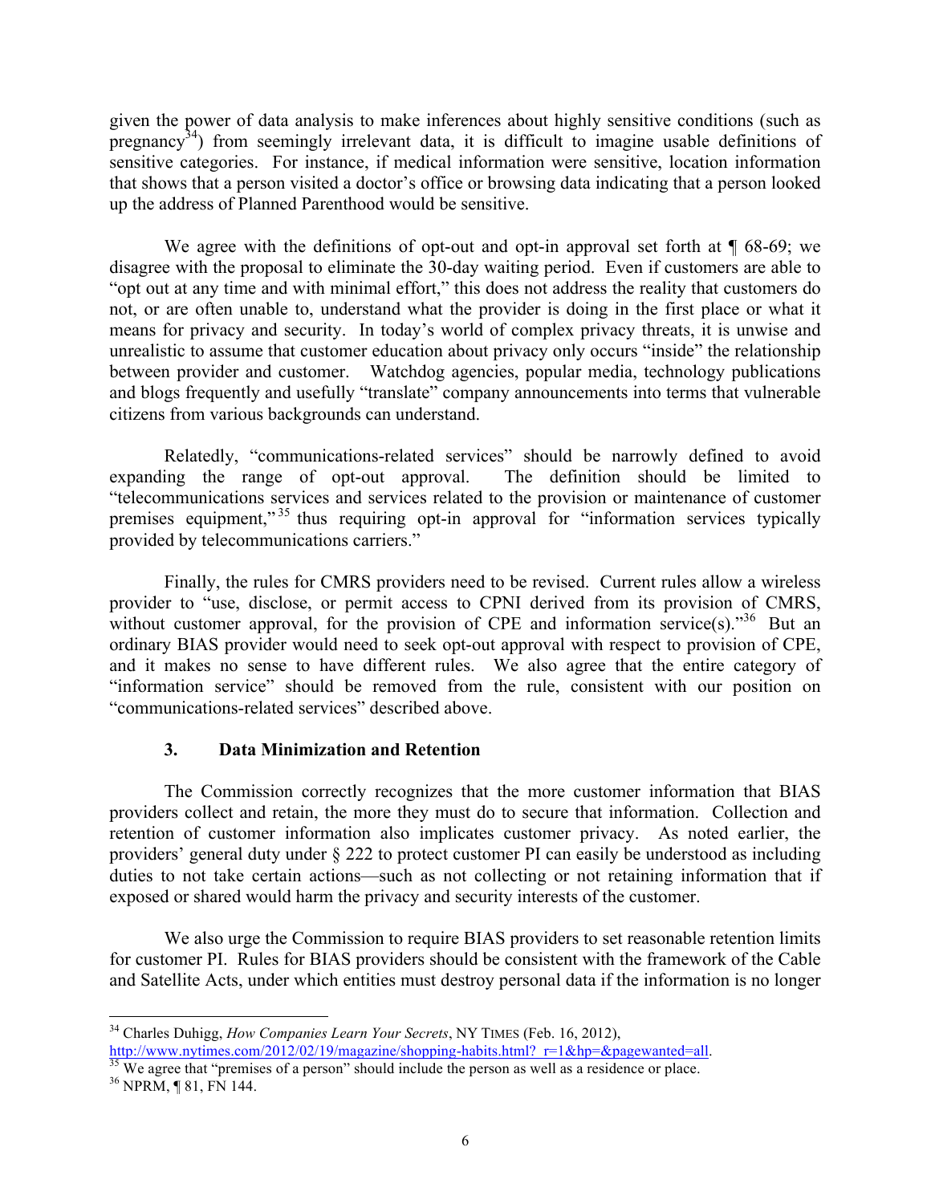given the power of data analysis to make inferences about highly sensitive conditions (such as pregnancy[34]) from seemingly irrelevant data, it is difficult to imagine usable definitions of sensitive categories. For instance, if medical information were sensitive, location information that shows that a person visited a doctor's office or browsing data indicating that a person looked up the address of Planned Parenthood would be sensitive.

We agree with the definitions of opt-out and opt-in approval set forth at ¶ 68-69; we disagree with the proposal to eliminate the 30-day waiting period. Even if customers are able to "opt out at any time and with minimal effort," this does not address the reality that customers do not, or are often unable to, understand what the provider is doing in the first place or what it means for privacy and security. In today's world of complex privacy threats, it is unwise and unrealistic to assume that customer education about privacy only occurs "inside" the relationship between provider and customer. Watchdog agencies, popular media, technology publications and blogs frequently and usefully "translate" company announcements into terms that vulnerable citizens from various backgrounds can understand.

Relatedly, "communications-related services" should be narrowly defined to avoid expanding the range of opt-out approval. The definition should be limited to "telecommunications services and services related to the provision or maintenance of customer premises equipment,"[35] thus requiring opt-in approval for "information services typically provided by telecommunications carriers."

Finally, the rules for CMRS providers need to be revised. Current rules allow a wireless provider to "use, disclose, or permit access to CPNI derived from its provision of CMRS, without customer approval, for the provision of CPE and information service(s)."[36] But an ordinary BIAS provider would need to seek opt-out approval with respect to provision of CPE, and it makes no sense to have different rules. We also agree that the entire category of "information service" should be removed from the rule, consistent with our position on "communications-related services" described above.

### 3. Data Minimization and Retention

The Commission correctly recognizes that the more customer information that BIAS providers collect and retain, the more they must do to secure that information. Collection and retention of customer information also implicates customer privacy. As noted earlier, the providers' general duty under § 222 to protect customer PI can easily be understood as including duties to not take certain actions—such as not collecting or not retaining information that if exposed or shared would harm the privacy and security interests of the customer.

We also urge the Commission to require BIAS providers to set reasonable retention limits for customer PI. Rules for BIAS providers should be consistent with the framework of the Cable and Satellite Acts, under which entities must destroy personal data if the information is no longer

---

[34] Charles Duhigg, *How Companies Learn Your Secrets*, NY TIMES (Feb. 16, 2012), http://www.nytimes.com/2012/02/19/magazine/shopping-habits.html?_r=1&hp=&pagewanted=all.

[35] We agree that "premises of a person" should include the person as well as a residence or place.

[36] NPRM, ¶ 81, FN 144.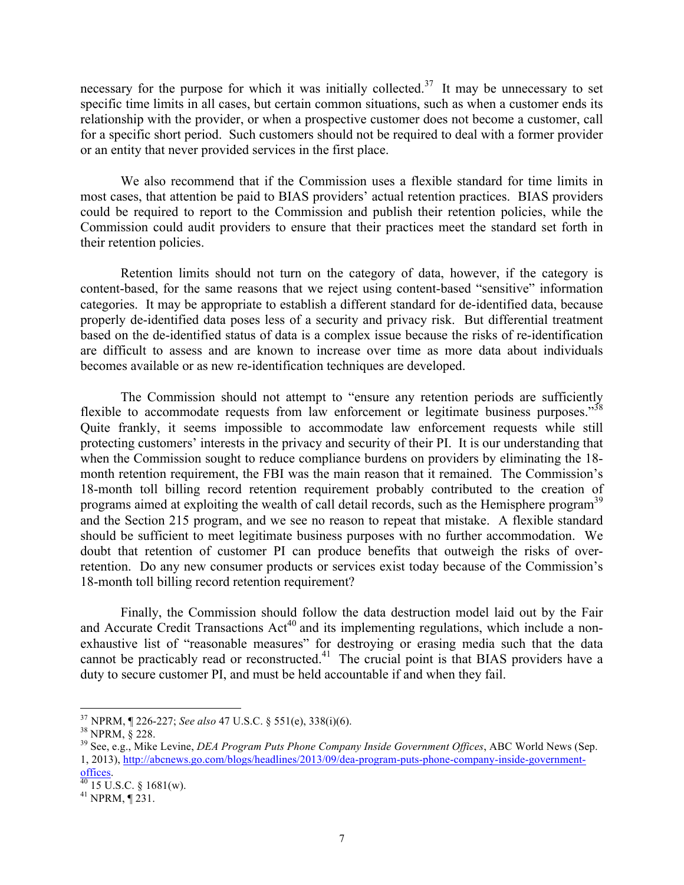necessary for the purpose for which it was initially collected.[37] It may be unnecessary to set specific time limits in all cases, but certain common situations, such as when a customer ends its relationship with the provider, or when a prospective customer does not become a customer, call for a specific short period. Such customers should not be required to deal with a former provider or an entity that never provided services in the first place.

We also recommend that if the Commission uses a flexible standard for time limits in most cases, that attention be paid to BIAS providers' actual retention practices. BIAS providers could be required to report to the Commission and publish their retention policies, while the Commission could audit providers to ensure that their practices meet the standard set forth in their retention policies.

Retention limits should not turn on the category of data, however, if the category is content-based, for the same reasons that we reject using content-based "sensitive" information categories. It may be appropriate to establish a different standard for de-identified data, because properly de-identified data poses less of a security and privacy risk. But differential treatment based on the de-identified status of data is a complex issue because the risks of re-identification are difficult to assess and are known to increase over time as more data about individuals becomes available or as new re-identification techniques are developed.

The Commission should not attempt to "ensure any retention periods are sufficiently flexible to accommodate requests from law enforcement or legitimate business purposes."[38] Quite frankly, it seems impossible to accommodate law enforcement requests while still protecting customers' interests in the privacy and security of their PI. It is our understanding that when the Commission sought to reduce compliance burdens on providers by eliminating the 18-month retention requirement, the FBI was the main reason that it remained. The Commission's 18-month toll billing record retention requirement probably contributed to the creation of programs aimed at exploiting the wealth of call detail records, such as the Hemisphere program[39] and the Section 215 program, and we see no reason to repeat that mistake. A flexible standard should be sufficient to meet legitimate business purposes with no further accommodation. We doubt that retention of customer PI can produce benefits that outweigh the risks of over-retention. Do any new consumer products or services exist today because of the Commission's 18-month toll billing record retention requirement?

Finally, the Commission should follow the data destruction model laid out by the Fair and Accurate Credit Transactions Act[40] and its implementing regulations, which include a non-exhaustive list of "reasonable measures" for destroying or erasing media such that the data cannot be practically read or reconstructed.[41] The crucial point is that BIAS providers have a duty to secure customer PI, and must be held accountable if and when they fail.

---

[37] NPRM, ¶ 226-227; *See also* 47 U.S.C. § 551(e), 338(i)(6).

[38] NPRM, § 228.

[39] See, e.g., Mike Levine, *DEA Program Puts Phone Company Inside Government Offices*, ABC World News (Sep. 1, 2013), http://abcnews.go.com/blogs/headlines/2013/09/dea-program-puts-phone-company-inside-government-offices.

[40] 15 U.S.C. § 1681(w).

[41] NPRM, ¶ 231.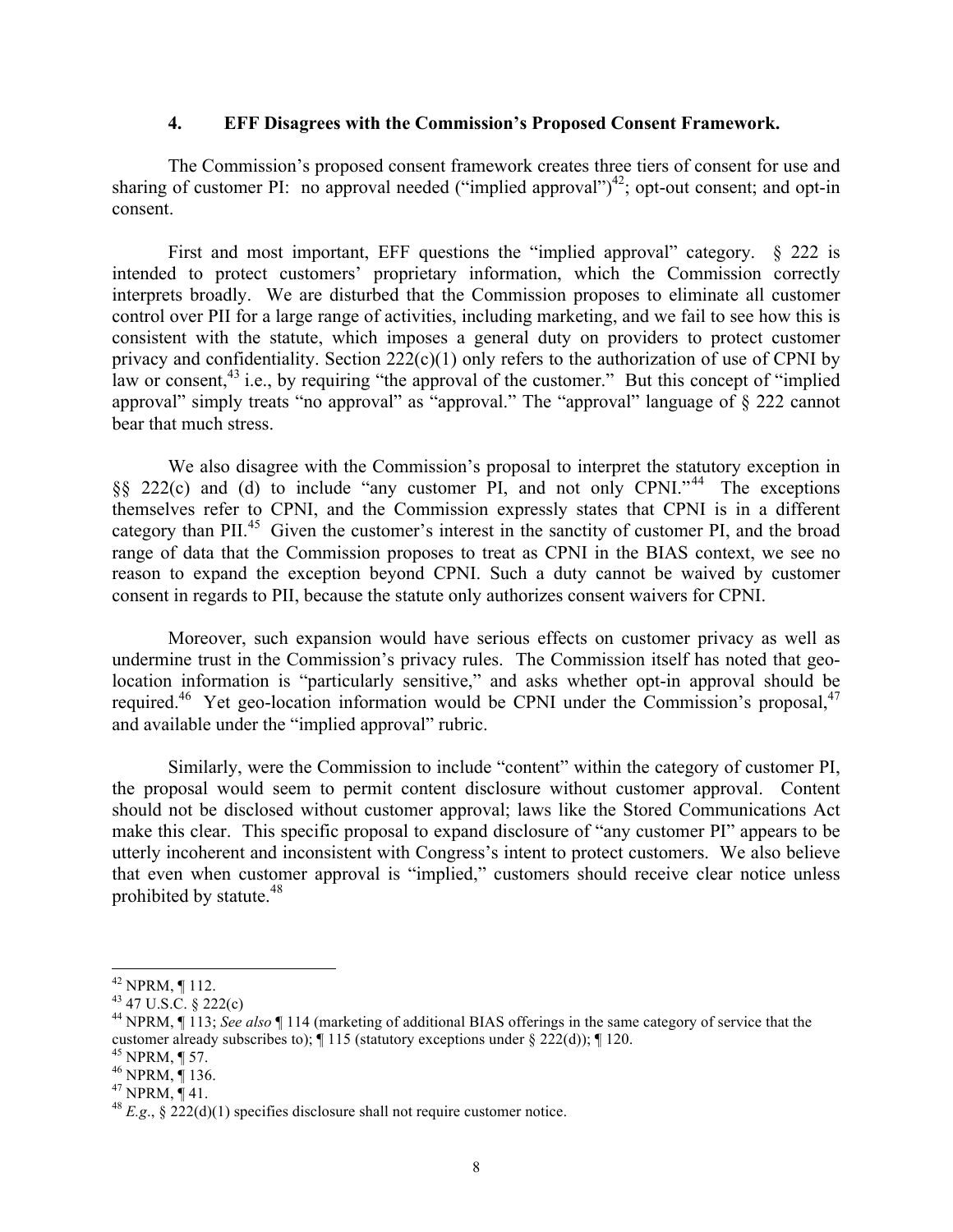### 4. EFF Disagrees with the Commission's Proposed Consent Framework.

The Commission's proposed consent framework creates three tiers of consent for use and sharing of customer PI: no approval needed ("implied approval")[42]; opt-out consent; and opt-in consent.

First and most important, EFF questions the "implied approval" category. § 222 is intended to protect customers' proprietary information, which the Commission correctly interprets broadly. We are disturbed that the Commission proposes to eliminate all customer control over PII for a large range of activities, including marketing, and we fail to see how this is consistent with the statute, which imposes a general duty on providers to protect customer privacy and confidentiality. Section 222(c)(1) only refers to the authorization of use of CPNI by law or consent,[43] i.e., by requiring "the approval of the customer." But this concept of "implied approval" simply treats "no approval" as "approval." The "approval" language of § 222 cannot bear that much stress.

We also disagree with the Commission's proposal to interpret the statutory exception in §§ 222(c) and (d) to include "any customer PI, and not only CPNI."[44] The exceptions themselves refer to CPNI, and the Commission expressly states that CPNI is in a different category than PII.[45] Given the customer's interest in the sanctity of customer PI, and the broad range of data that the Commission proposes to treat as CPNI in the BIAS context, we see no reason to expand the exception beyond CPNI. Such a duty cannot be waived by customer consent in regards to PII, because the statute only authorizes consent waivers for CPNI.

Moreover, such expansion would have serious effects on customer privacy as well as undermine trust in the Commission's privacy rules. The Commission itself has noted that geo-location information is "particularly sensitive," and asks whether opt-in approval should be required.[46] Yet geo-location information would be CPNI under the Commission's proposal,[47] and available under the "implied approval" rubric.

Similarly, were the Commission to include "content" within the category of customer PI, the proposal would seem to permit content disclosure without customer approval. Content should not be disclosed without customer approval; laws like the Stored Communications Act make this clear. This specific proposal to expand disclosure of "any customer PI" appears to be utterly incoherent and inconsistent with Congress's intent to protect customers. We also believe that even when customer approval is "implied," customers should receive clear notice unless prohibited by statute.[48]

---

[42] NPRM, ¶ 112.

[43] 47 U.S.C. § 222(c)

[44] NPRM, ¶ 113; *See also* ¶ 114 (marketing of additional BIAS offerings in the same category of service that the customer already subscribes to); ¶ 115 (statutory exceptions under § 222(d)); ¶ 120.

[45] NPRM, ¶ 57.

[46] NPRM, ¶ 136.

[47] NPRM, ¶ 41.

[48] *E.g.*, § 222(d)(1) specifies disclosure shall not require customer notice.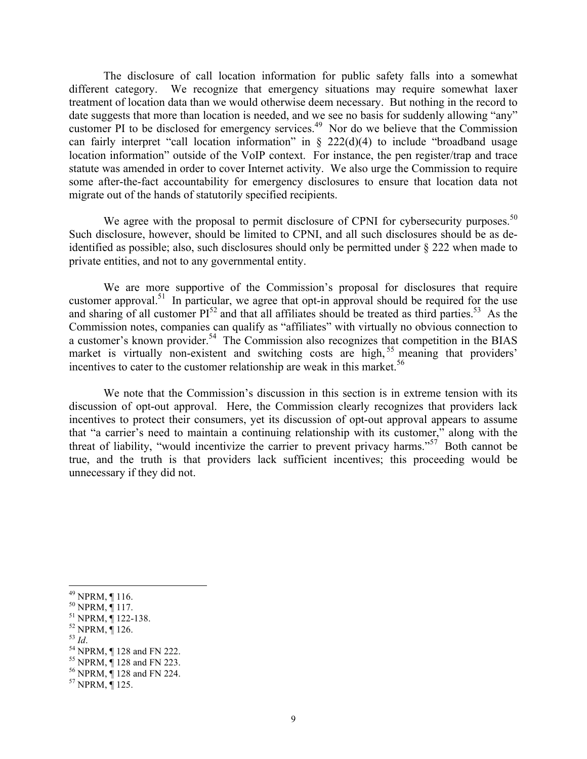The disclosure of call location information for public safety falls into a somewhat different category. We recognize that emergency situations may require somewhat laxer treatment of location data than we would otherwise deem necessary. But nothing in the record to date suggests that more than location is needed, and we see no basis for suddenly allowing "any" customer PI to be disclosed for emergency services.[49] Nor do we believe that the Commission can fairly interpret "call location information" in § 222(d)(4) to include "broadband usage location information" outside of the VoIP context. For instance, the pen register/trap and trace statute was amended in order to cover Internet activity. We also urge the Commission to require some after-the-fact accountability for emergency disclosures to ensure that location data not migrate out of the hands of statutorily specified recipients.

We agree with the proposal to permit disclosure of CPNI for cybersecurity purposes.[50] Such disclosure, however, should be limited to CPNI, and all such disclosures should be as de-identified as possible; also, such disclosures should only be permitted under § 222 when made to private entities, and not to any governmental entity.

We are more supportive of the Commission's proposal for disclosures that require customer approval.[51] In particular, we agree that opt-in approval should be required for the use and sharing of all customer PI[52] and that all affiliates should be treated as third parties.[53] As the Commission notes, companies can qualify as "affiliates" with virtually no obvious connection to a customer's known provider.[54] The Commission also recognizes that competition in the BIAS market is virtually non-existent and switching costs are high,[55] meaning that providers' incentives to cater to the customer relationship are weak in this market.[56]

We note that the Commission's discussion in this section is in extreme tension with its discussion of opt-out approval. Here, the Commission clearly recognizes that providers lack incentives to protect their consumers, yet its discussion of opt-out approval appears to assume that "a carrier's need to maintain a continuing relationship with its customer," along with the threat of liability, "would incentivize the carrier to prevent privacy harms."[57] Both cannot be true, and the truth is that providers lack sufficient incentives; this proceeding would be unnecessary if they did not.

---

[49] NPRM, ¶ 116.
[50] NPRM, ¶ 117.
[51] NPRM, ¶ 122-138.
[52] NPRM, ¶ 126.
[53] *Id*.
[54] NPRM, ¶ 128 and FN 222.
[55] NPRM, ¶ 128 and FN 223.
[56] NPRM, ¶ 128 and FN 224.
[57] NPRM, ¶ 125.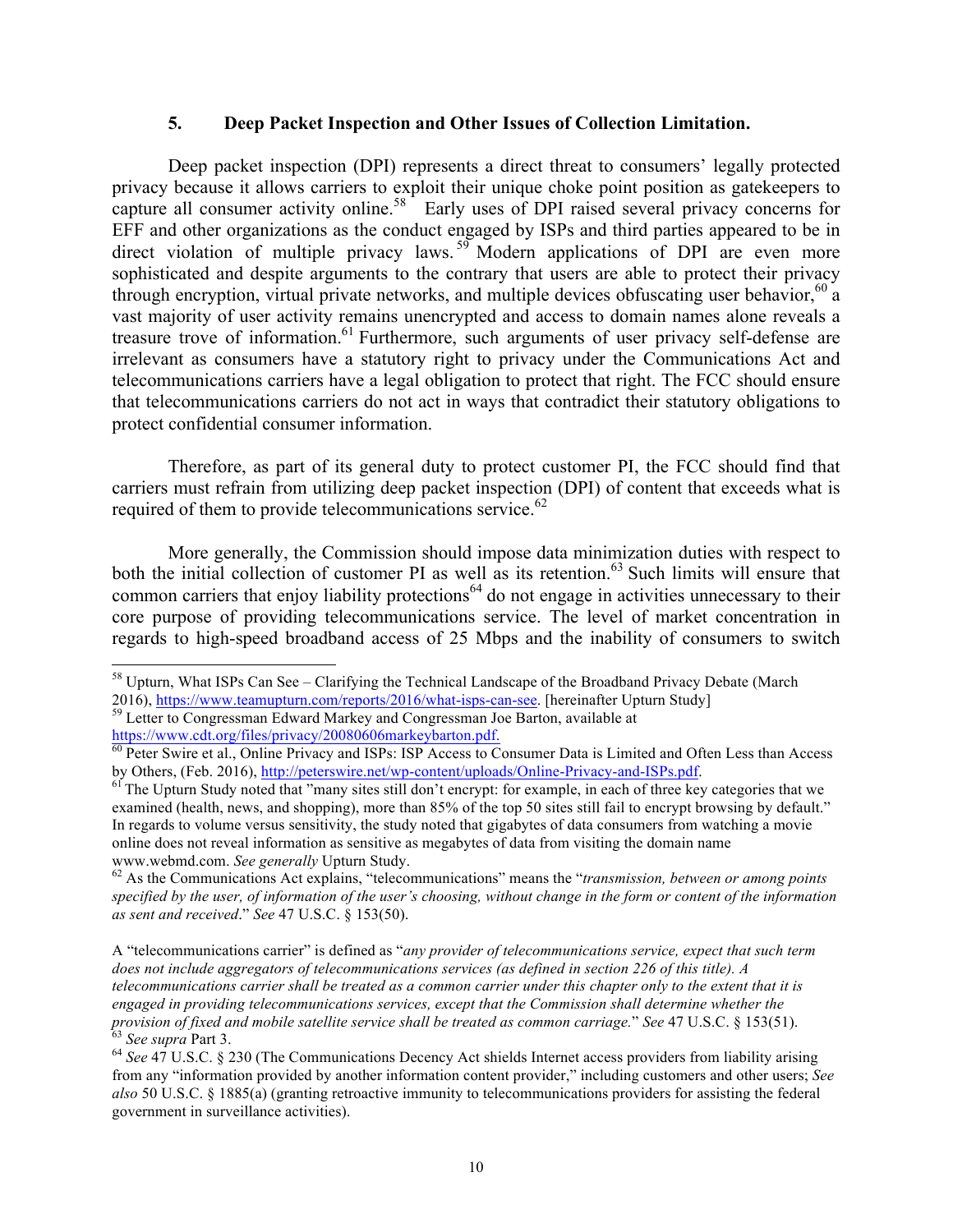### 5. Deep Packet Inspection and Other Issues of Collection Limitation.

Deep packet inspection (DPI) represents a direct threat to consumers' legally protected privacy because it allows carriers to exploit their unique choke point position as gatekeepers to capture all consumer activity online.[58] Early uses of DPI raised several privacy concerns for EFF and other organizations as the conduct engaged by ISPs and third parties appeared to be in direct violation of multiple privacy laws.[59] Modern applications of DPI are even more sophisticated and despite arguments to the contrary that users are able to protect their privacy through encryption, virtual private networks, and multiple devices obfuscating user behavior,[60] a vast majority of user activity remains unencrypted and access to domain names alone reveals a treasure trove of information.[61] Furthermore, such arguments of user privacy self-defense are irrelevant as consumers have a statutory right to privacy under the Communications Act and telecommunications carriers have a legal obligation to protect that right. The FCC should ensure that telecommunications carriers do not act in ways that contradict their statutory obligations to protect confidential consumer information.

Therefore, as part of its general duty to protect customer PI, the FCC should find that carriers must refrain from utilizing deep packet inspection (DPI) of content that exceeds what is required of them to provide telecommunications service.[62]

More generally, the Commission should impose data minimization duties with respect to both the initial collection of customer PI as well as its retention.[63] Such limits will ensure that common carriers that enjoy liability protections[64] do not engage in activities unnecessary to their core purpose of providing telecommunications service. The level of market concentration in regards to high-speed broadband access of 25 Mbps and the inability of consumers to switch

---

[58] Upturn, What ISPs Can See – Clarifying the Technical Landscape of the Broadband Privacy Debate (March 2016), https://www.teamupturn.com/reports/2016/what-isps-can-see. [hereinafter Upturn Study]

[59] Letter to Congressman Edward Markey and Congressman Joe Barton, available at https://www.cdt.org/files/privacy/20080606markeybarton.pdf.

[60] Peter Swire et al., Online Privacy and ISPs: ISP Access to Consumer Data is Limited and Often Less than Access by Others, (Feb. 2016), http://peterswire.net/wp-content/uploads/Online-Privacy-and-ISPs.pdf.

[61] The Upturn Study noted that "many sites still don't encrypt: for example, in each of three key categories that we examined (health, news, and shopping), more than 85% of the top 50 sites still fail to encrypt browsing by default." In regards to volume versus sensitivity, the study noted that gigabytes of data consumers from watching a movie online does not reveal information as sensitive as megabytes of data from visiting the domain name www.webmd.com. *See generally* Upturn Study.

[62] As the Communications Act explains, "telecommunications" means the "*transmission, between or among points specified by the user, of information of the user's choosing, without change in the form or content of the information as sent and received*." *See* 47 U.S.C. § 153(50).

A "telecommunications carrier" is defined as "*any provider of telecommunications service, expect that such term does not include aggregators of telecommunications services (as defined in section 226 of this title). A telecommunications carrier shall be treated as a common carrier under this chapter only to the extent that it is engaged in providing telecommunications services, except that the Commission shall determine whether the provision of fixed and mobile satellite service shall be treated as common carriage.*" *See* 47 U.S.C. § 153(51).

[63] *See supra* Part 3.

[64] *See* 47 U.S.C. § 230 (The Communications Decency Act shields Internet access providers from liability arising from any "information provided by another information content provider," including customers and other users; *See also* 50 U.S.C. § 1885(a) (granting retroactive immunity to telecommunications providers for assisting the federal government in surveillance activities).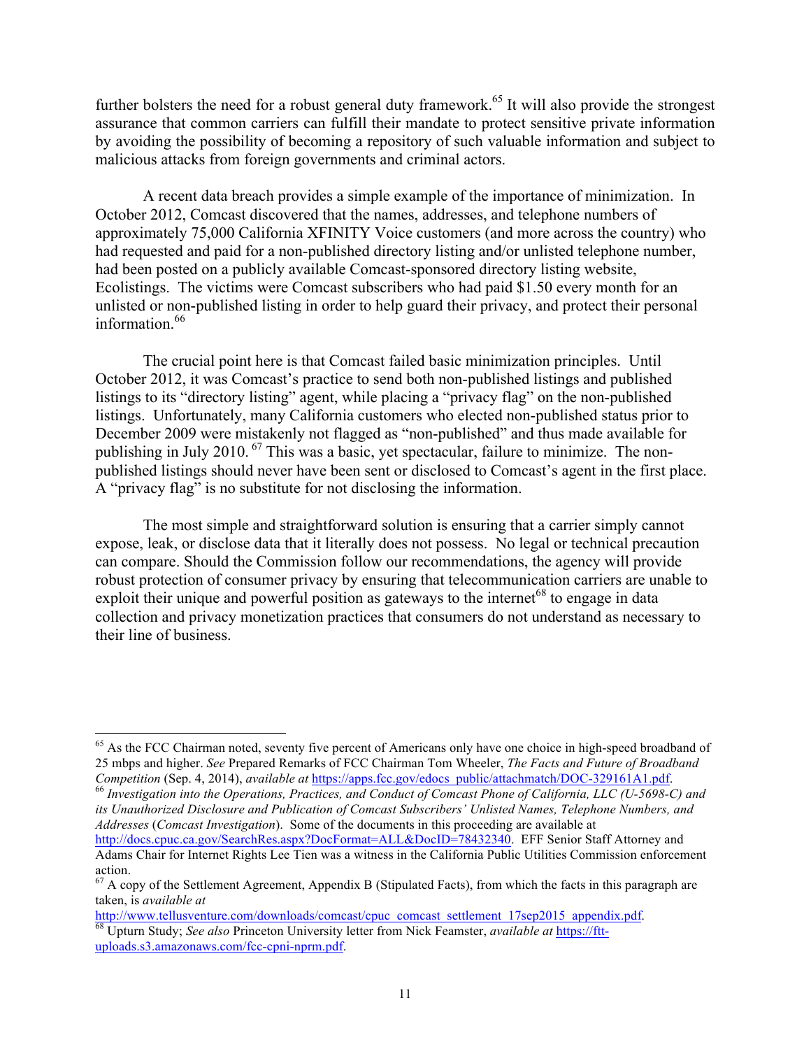further bolsters the need for a robust general duty framework.[65] It will also provide the strongest assurance that common carriers can fulfill their mandate to protect sensitive private information by avoiding the possibility of becoming a repository of such valuable information and subject to malicious attacks from foreign governments and criminal actors.

A recent data breach provides a simple example of the importance of minimization. In October 2012, Comcast discovered that the names, addresses, and telephone numbers of approximately 75,000 California XFINITY Voice customers (and more across the country) who had requested and paid for a non-published directory listing and/or unlisted telephone number, had been posted on a publicly available Comcast-sponsored directory listing website, Ecolistings. The victims were Comcast subscribers who had paid $1.50 every month for an unlisted or non-published listing in order to help guard their privacy, and protect their personal information.[66]

The crucial point here is that Comcast failed basic minimization principles. Until October 2012, it was Comcast's practice to send both non-published listings and published listings to its "directory listing" agent, while placing a "privacy flag" on the non-published listings. Unfortunately, many California customers who elected non-published status prior to December 2009 were mistakenly not flagged as "non-published" and thus made available for publishing in July 2010.[67] This was a basic, yet spectacular, failure to minimize. The non-published listings should never have been sent or disclosed to Comcast's agent in the first place. A "privacy flag" is no substitute for not disclosing the information.

The most simple and straightforward solution is ensuring that a carrier simply cannot expose, leak, or disclose data that it literally does not possess. No legal or technical precaution can compare. Should the Commission follow our recommendations, the agency will provide robust protection of consumer privacy by ensuring that telecommunication carriers are unable to exploit their unique and powerful position as gateways to the internet[68] to engage in data collection and privacy monetization practices that consumers do not understand as necessary to their line of business.

---

[65] As the FCC Chairman noted, seventy five percent of Americans only have one choice in high-speed broadband of 25 mbps and higher. *See* Prepared Remarks of FCC Chairman Tom Wheeler, *The Facts and Future of Broadband Competition* (Sep. 4, 2014), *available at* https://apps.fcc.gov/edocs_public/attachmatch/DOC-329161A1.pdf.

[66] *Investigation into the Operations, Practices, and Conduct of Comcast Phone of California, LLC (U-5698-C) and its Unauthorized Disclosure and Publication of Comcast Subscribers' Unlisted Names, Telephone Numbers, and Addresses* (*Comcast Investigation*). Some of the documents in this proceeding are available at http://docs.cpuc.ca.gov/SearchRes.aspx?DocFormat=ALL&DocID=78432340. EFF Senior Staff Attorney and Adams Chair for Internet Rights Lee Tien was a witness in the California Public Utilities Commission enforcement action.

[67] A copy of the Settlement Agreement, Appendix B (Stipulated Facts), from which the facts in this paragraph are taken, is *available at* http://www.tellusventure.com/downloads/comcast/cpuc_comcast_settlement_17sep2015_appendix.pdf.

[68] Upturn Study; *See also* Princeton University letter from Nick Feamster, *available at* https://ftt-uploads.s3.amazonaws.com/fcc-cpni-nprm.pdf.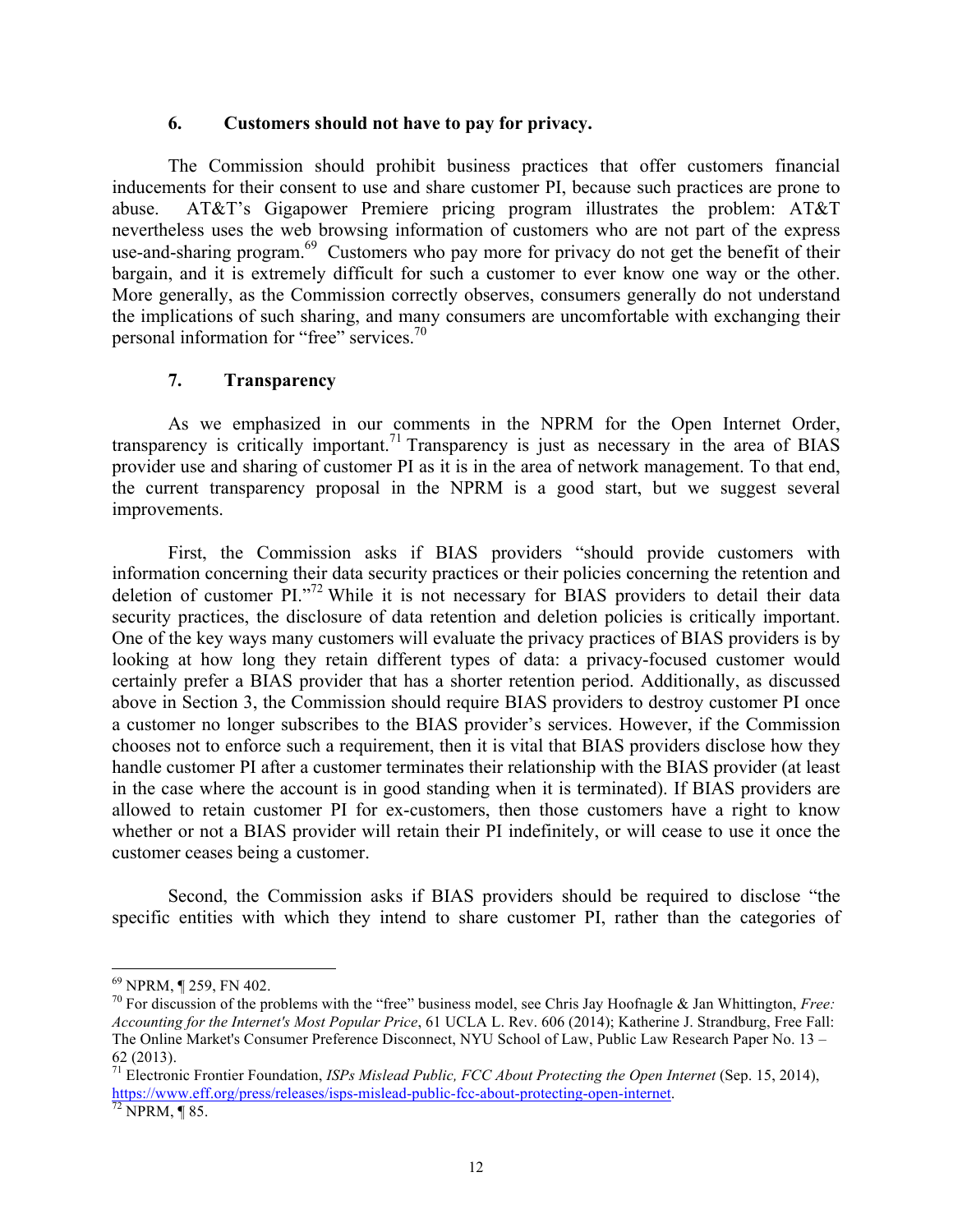### 6. Customers should not have to pay for privacy.

The Commission should prohibit business practices that offer customers financial inducements for their consent to use and share customer PI, because such practices are prone to abuse. AT&T's Gigapower Premiere pricing program illustrates the problem: AT&T nevertheless uses the web browsing information of customers who are not part of the express use-and-sharing program.[69] Customers who pay more for privacy do not get the benefit of their bargain, and it is extremely difficult for such a customer to ever know one way or the other. More generally, as the Commission correctly observes, consumers generally do not understand the implications of such sharing, and many consumers are uncomfortable with exchanging their personal information for "free" services.[70]

### 7. Transparency

As we emphasized in our comments in the NPRM for the Open Internet Order, transparency is critically important.[71] Transparency is just as necessary in the area of BIAS provider use and sharing of customer PI as it is in the area of network management. To that end, the current transparency proposal in the NPRM is a good start, but we suggest several improvements.

First, the Commission asks if BIAS providers "should provide customers with information concerning their data security practices or their policies concerning the retention and deletion of customer PI."[72] While it is not necessary for BIAS providers to detail their data security practices, the disclosure of data retention and deletion policies is critically important. One of the key ways many customers will evaluate the privacy practices of BIAS providers is by looking at how long they retain different types of data: a privacy-focused customer would certainly prefer a BIAS provider that has a shorter retention period. Additionally, as discussed above in Section 3, the Commission should require BIAS providers to destroy customer PI once a customer no longer subscribes to the BIAS provider's services. However, if the Commission chooses not to enforce such a requirement, then it is vital that BIAS providers disclose how they handle customer PI after a customer terminates their relationship with the BIAS provider (at least in the case where the account is in good standing when it is terminated). If BIAS providers are allowed to retain customer PI for ex-customers, then those customers have a right to know whether or not a BIAS provider will retain their PI indefinitely, or will cease to use it once the customer ceases being a customer.

Second, the Commission asks if BIAS providers should be required to disclose "the specific entities with which they intend to share customer PI, rather than the categories of

---

[69] NPRM, ¶ 259, FN 402.

[70] For discussion of the problems with the "free" business model, see Chris Jay Hoofnagle & Jan Whittington, *Free: Accounting for the Internet's Most Popular Price*, 61 UCLA L. Rev. 606 (2014); Katherine J. Strandburg, Free Fall: The Online Market's Consumer Preference Disconnect, NYU School of Law, Public Law Research Paper No. 13 – 62 (2013).

[71] Electronic Frontier Foundation, *ISPs Mislead Public, FCC About Protecting the Open Internet* (Sep. 15, 2014), https://www.eff.org/press/releases/isps-mislead-public-fcc-about-protecting-open-internet.

[72] NPRM, ¶ 85.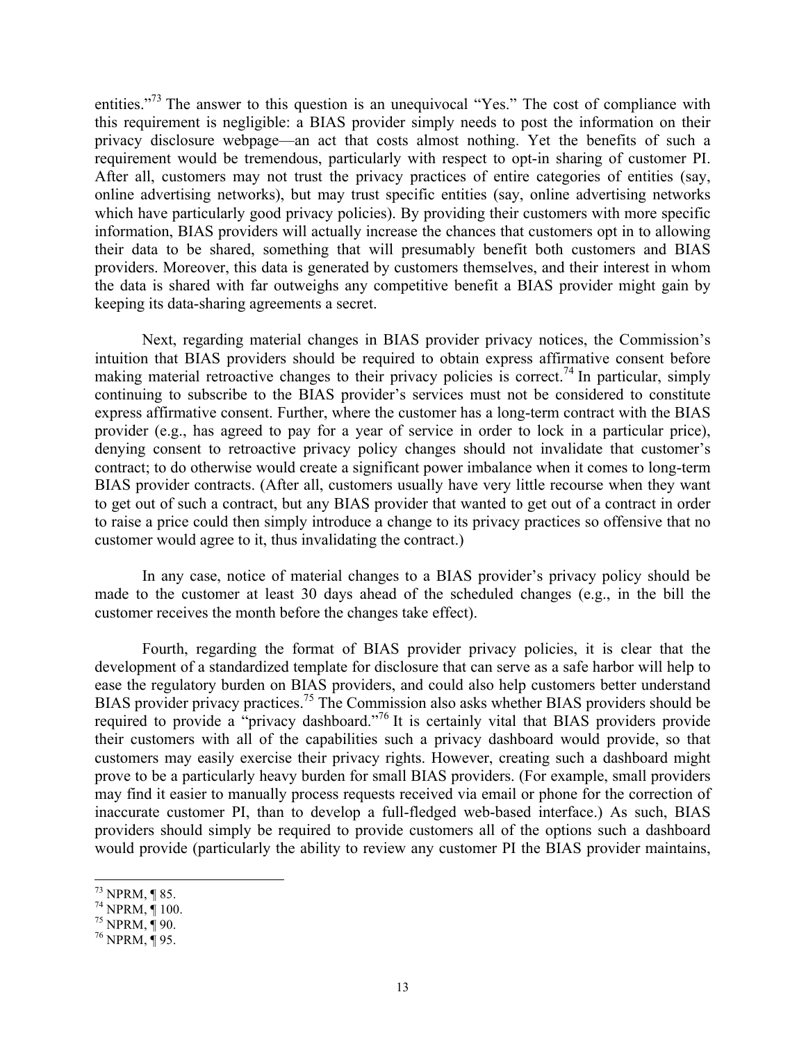entities."[73] The answer to this question is an unequivocal "Yes." The cost of compliance with this requirement is negligible: a BIAS provider simply needs to post the information on their privacy disclosure webpage—an act that costs almost nothing. Yet the benefits of such a requirement would be tremendous, particularly with respect to opt-in sharing of customer PI. After all, customers may not trust the privacy practices of entire categories of entities (say, online advertising networks), but may trust specific entities (say, online advertising networks which have particularly good privacy policies). By providing their customers with more specific information, BIAS providers will actually increase the chances that customers opt in to allowing their data to be shared, something that will presumably benefit both customers and BIAS providers. Moreover, this data is generated by customers themselves, and their interest in whom the data is shared with far outweighs any competitive benefit a BIAS provider might gain by keeping its data-sharing agreements a secret.

Next, regarding material changes in BIAS provider privacy notices, the Commission's intuition that BIAS providers should be required to obtain express affirmative consent before making material retroactive changes to their privacy policies is correct.[74] In particular, simply continuing to subscribe to the BIAS provider's services must not be considered to constitute express affirmative consent. Further, where the customer has a long-term contract with the BIAS provider (e.g., has agreed to pay for a year of service in order to lock in a particular price), denying consent to retroactive privacy policy changes should not invalidate that customer's contract; to do otherwise would create a significant power imbalance when it comes to long-term BIAS provider contracts. (After all, customers usually have very little recourse when they want to get out of such a contract, but any BIAS provider that wanted to get out of a contract in order to raise a price could then simply introduce a change to its privacy practices so offensive that no customer would agree to it, thus invalidating the contract.)

In any case, notice of material changes to a BIAS provider's privacy policy should be made to the customer at least 30 days ahead of the scheduled changes (e.g., in the bill the customer receives the month before the changes take effect).

Fourth, regarding the format of BIAS provider privacy policies, it is clear that the development of a standardized template for disclosure that can serve as a safe harbor will help to ease the regulatory burden on BIAS providers, and could also help customers better understand BIAS provider privacy practices.[75] The Commission also asks whether BIAS providers should be required to provide a "privacy dashboard."[76] It is certainly vital that BIAS providers provide their customers with all of the capabilities such a privacy dashboard would provide, so that customers may easily exercise their privacy rights. However, creating such a dashboard might prove to be a particularly heavy burden for small BIAS providers. (For example, small providers may find it easier to manually process requests received via email or phone for the correction of inaccurate customer PI, than to develop a full-fledged web-based interface.) As such, BIAS providers should simply be required to provide customers all of the options such a dashboard would provide (particularly the ability to review any customer PI the BIAS provider maintains,

---

[73] NPRM, ¶ 85.
[74] NPRM, ¶ 100.
[75] NPRM, ¶ 90.
[76] NPRM, ¶ 95.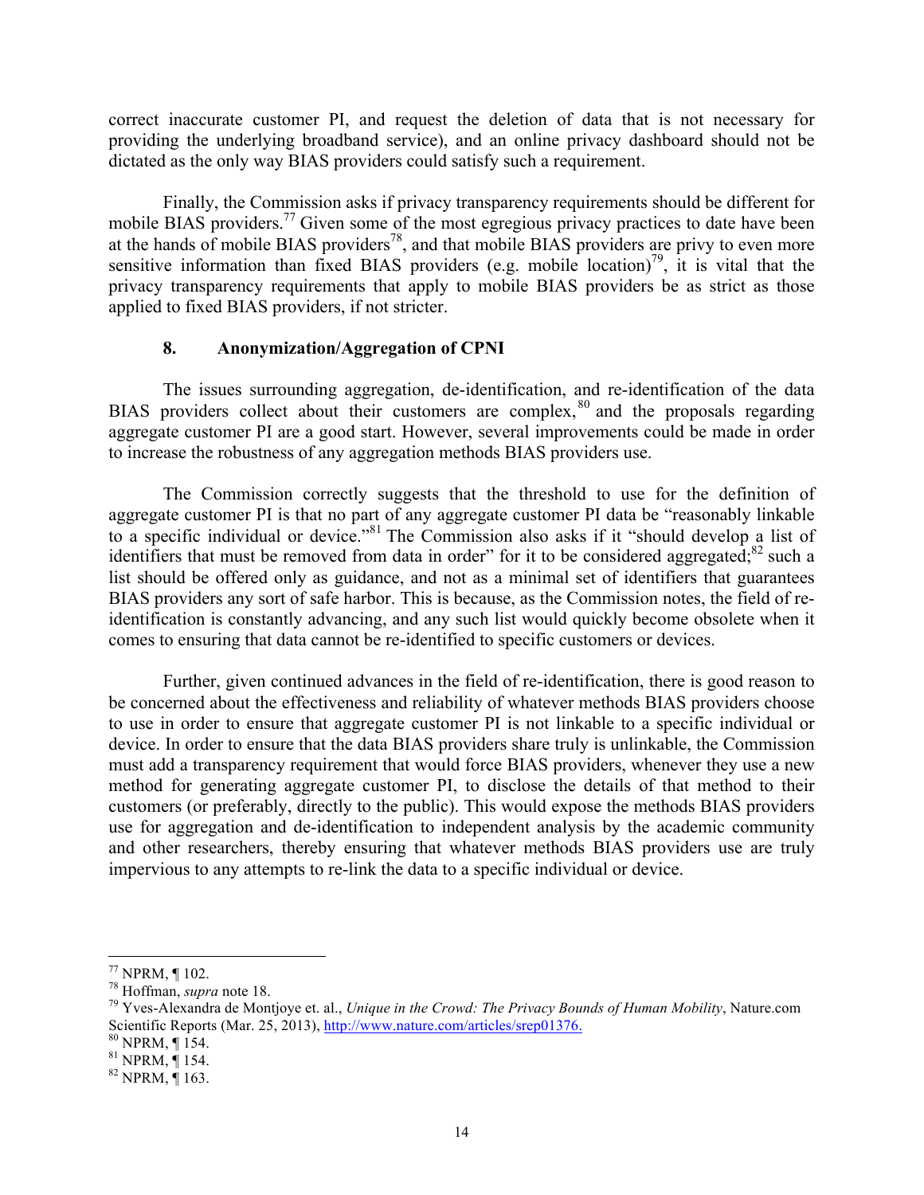correct inaccurate customer PI, and request the deletion of data that is not necessary for providing the underlying broadband service), and an online privacy dashboard should not be dictated as the only way BIAS providers could satisfy such a requirement.

Finally, the Commission asks if privacy transparency requirements should be different for mobile BIAS providers.[77] Given some of the most egregious privacy practices to date have been at the hands of mobile BIAS providers[78], and that mobile BIAS providers are privy to even more sensitive information than fixed BIAS providers (e.g. mobile location)[79], it is vital that the privacy transparency requirements that apply to mobile BIAS providers be as strict as those applied to fixed BIAS providers, if not stricter.

### 8. Anonymization/Aggregation of CPNI

The issues surrounding aggregation, de-identification, and re-identification of the data BIAS providers collect about their customers are complex,[80] and the proposals regarding aggregate customer PI are a good start. However, several improvements could be made in order to increase the robustness of any aggregation methods BIAS providers use.

The Commission correctly suggests that the threshold to use for the definition of aggregate customer PI is that no part of any aggregate customer PI data be "reasonably linkable to a specific individual or device."[81] The Commission also asks if it "should develop a list of identifiers that must be removed from data in order" for it to be considered aggregated;[82] such a list should be offered only as guidance, and not as a minimal set of identifiers that guarantees BIAS providers any sort of safe harbor. This is because, as the Commission notes, the field of re-identification is constantly advancing, and any such list would quickly become obsolete when it comes to ensuring that data cannot be re-identified to specific customers or devices.

Further, given continued advances in the field of re-identification, there is good reason to be concerned about the effectiveness and reliability of whatever methods BIAS providers choose to use in order to ensure that aggregate customer PI is not linkable to a specific individual or device. In order to ensure that the data BIAS providers share truly is unlinkable, the Commission must add a transparency requirement that would force BIAS providers, whenever they use a new method for generating aggregate customer PI, to disclose the details of that method to their customers (or preferably, directly to the public). This would expose the methods BIAS providers use for aggregation and de-identification to independent analysis by the academic community and other researchers, thereby ensuring that whatever methods BIAS providers use are truly impervious to any attempts to re-link the data to a specific individual or device.

---

[77] NPRM, ¶ 102.

[78] Hoffman, *supra* note 18.

[79] Yves-Alexandra de Montjoye et. al., *Unique in the Crowd: The Privacy Bounds of Human Mobility*, Nature.com Scientific Reports (Mar. 25, 2013), http://www.nature.com/articles/srep01376.

[80] NPRM, ¶ 154.

[81] NPRM, ¶ 154.

[82] NPRM, ¶ 163.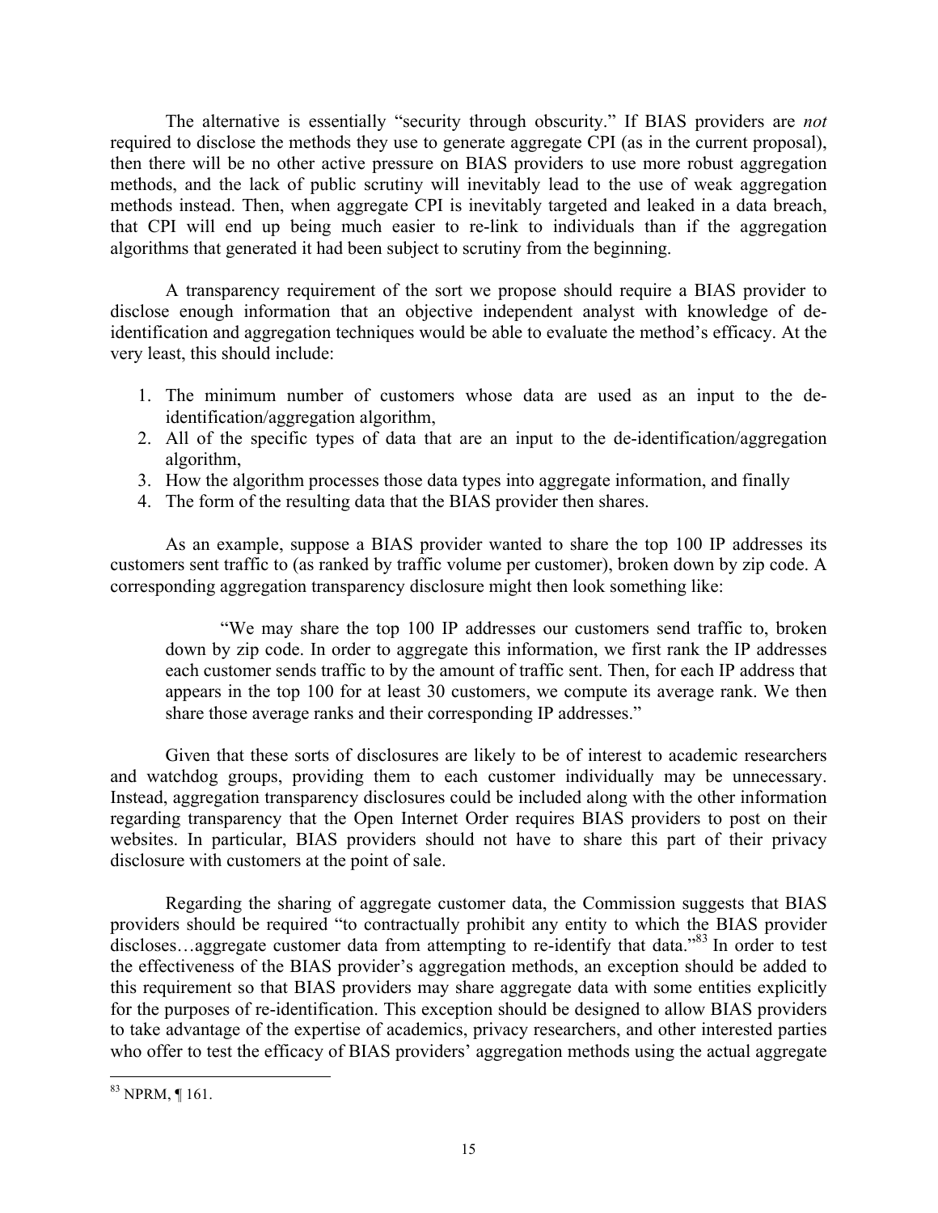The alternative is essentially "security through obscurity." If BIAS providers are *not* required to disclose the methods they use to generate aggregate CPI (as in the current proposal), then there will be no other active pressure on BIAS providers to use more robust aggregation methods, and the lack of public scrutiny will inevitably lead to the use of weak aggregation methods instead. Then, when aggregate CPI is inevitably targeted and leaked in a data breach, that CPI will end up being much easier to re-link to individuals than if the aggregation algorithms that generated it had been subject to scrutiny from the beginning.

A transparency requirement of the sort we propose should require a BIAS provider to disclose enough information that an objective independent analyst with knowledge of de-identification and aggregation techniques would be able to evaluate the method's efficacy. At the very least, this should include:

1. The minimum number of customers whose data are used as an input to the de-identification/aggregation algorithm,
2. All of the specific types of data that are an input to the de-identification/aggregation algorithm,
3. How the algorithm processes those data types into aggregate information, and finally
4. The form of the resulting data that the BIAS provider then shares.

As an example, suppose a BIAS provider wanted to share the top 100 IP addresses its customers sent traffic to (as ranked by traffic volume per customer), broken down by zip code. A corresponding aggregation transparency disclosure might then look something like:

> "We may share the top 100 IP addresses our customers send traffic to, broken down by zip code. In order to aggregate this information, we first rank the IP addresses each customer sends traffic to by the amount of traffic sent. Then, for each IP address that appears in the top 100 for at least 30 customers, we compute its average rank. We then share those average ranks and their corresponding IP addresses."

Given that these sorts of disclosures are likely to be of interest to academic researchers and watchdog groups, providing them to each customer individually may be unnecessary. Instead, aggregation transparency disclosures could be included along with the other information regarding transparency that the Open Internet Order requires BIAS providers to post on their websites. In particular, BIAS providers should not have to share this part of their privacy disclosure with customers at the point of sale.

Regarding the sharing of aggregate customer data, the Commission suggests that BIAS providers should be required "to contractually prohibit any entity to which the BIAS provider discloses…aggregate customer data from attempting to re-identify that data."[83] In order to test the effectiveness of the BIAS provider's aggregation methods, an exception should be added to this requirement so that BIAS providers may share aggregate data with some entities explicitly for the purposes of re-identification. This exception should be designed to allow BIAS providers to take advantage of the expertise of academics, privacy researchers, and other interested parties who offer to test the efficacy of BIAS providers' aggregation methods using the actual aggregate

[83] NPRM, ¶ 161.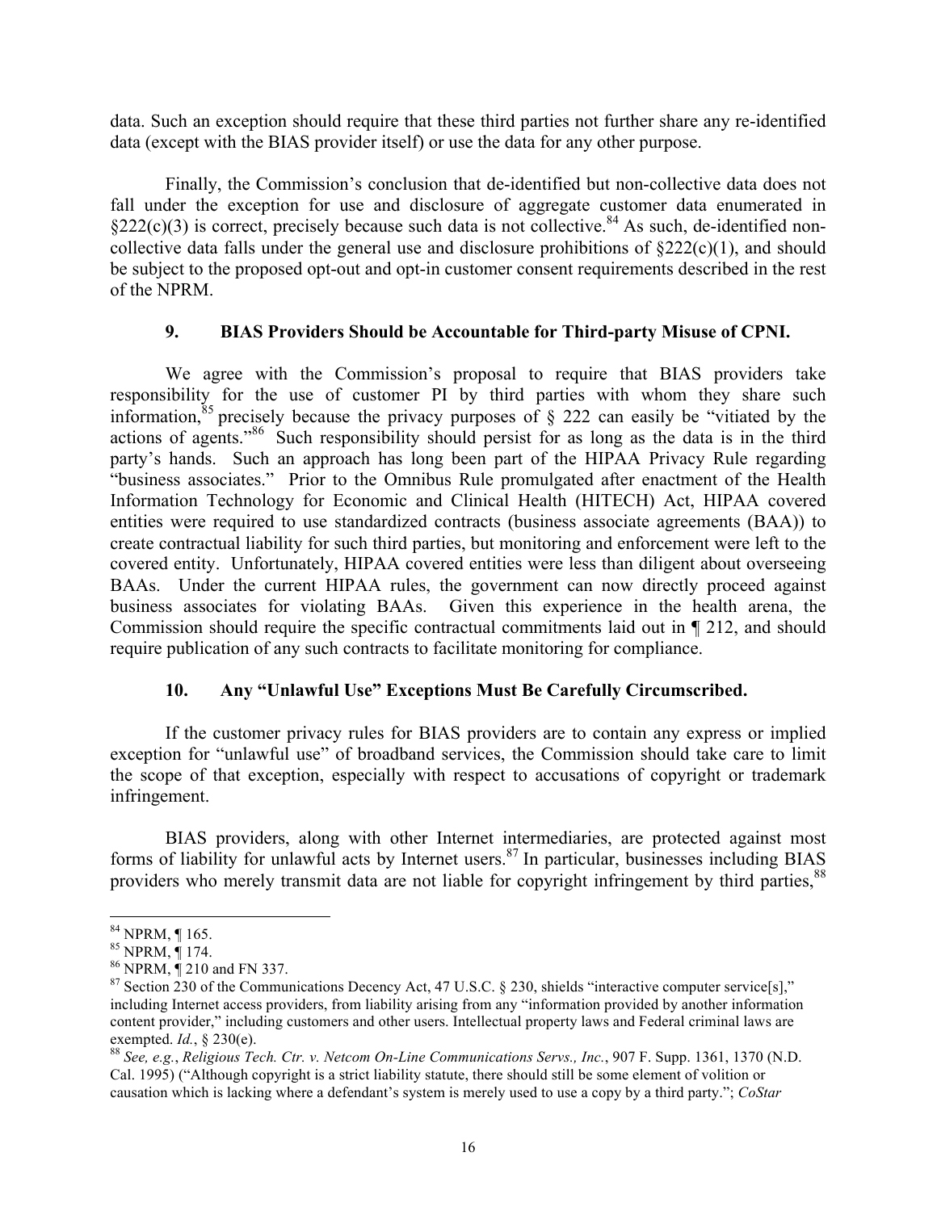data. Such an exception should require that these third parties not further share any re-identified data (except with the BIAS provider itself) or use the data for any other purpose.

Finally, the Commission's conclusion that de-identified but non-collective data does not fall under the exception for use and disclosure of aggregate customer data enumerated in §222(c)(3) is correct, precisely because such data is not collective.[84] As such, de-identified non-collective data falls under the general use and disclosure prohibitions of §222(c)(1), and should be subject to the proposed opt-out and opt-in customer consent requirements described in the rest of the NPRM.

### 9. BIAS Providers Should be Accountable for Third-party Misuse of CPNI.

We agree with the Commission's proposal to require that BIAS providers take responsibility for the use of customer PI by third parties with whom they share such information,[85] precisely because the privacy purposes of § 222 can easily be "vitiated by the actions of agents."[86] Such responsibility should persist for as long as the data is in the third party's hands. Such an approach has long been part of the HIPAA Privacy Rule regarding "business associates." Prior to the Omnibus Rule promulgated after enactment of the Health Information Technology for Economic and Clinical Health (HITECH) Act, HIPAA covered entities were required to use standardized contracts (business associate agreements (BAA)) to create contractual liability for such third parties, but monitoring and enforcement were left to the covered entity. Unfortunately, HIPAA covered entities were less than diligent about overseeing BAAs. Under the current HIPAA rules, the government can now directly proceed against business associates for violating BAAs. Given this experience in the health arena, the Commission should require the specific contractual commitments laid out in ¶ 212, and should require publication of any such contracts to facilitate monitoring for compliance.

### 10. Any "Unlawful Use" Exceptions Must Be Carefully Circumscribed.

If the customer privacy rules for BIAS providers are to contain any express or implied exception for "unlawful use" of broadband services, the Commission should take care to limit the scope of that exception, especially with respect to accusations of copyright or trademark infringement.

BIAS providers, along with other Internet intermediaries, are protected against most forms of liability for unlawful acts by Internet users.[87] In particular, businesses including BIAS providers who merely transmit data are not liable for copyright infringement by third parties,[88]

---

[84] NPRM, ¶ 165.

[85] NPRM, ¶ 174.

[86] NPRM, ¶ 210 and FN 337.

[87] Section 230 of the Communications Decency Act, 47 U.S.C. § 230, shields "interactive computer service[s]," including Internet access providers, from liability arising from any "information provided by another information content provider," including customers and other users. Intellectual property laws and Federal criminal laws are exempted. *Id.*, § 230(e).

[88] *See, e.g.*, *Religious Tech. Ctr. v. Netcom On-Line Communications Servs., Inc.*, 907 F. Supp. 1361, 1370 (N.D. Cal. 1995) ("Although copyright is a strict liability statute, there should still be some element of volition or causation which is lacking where a defendant's system is merely used to use a copy by a third party."; *CoStar*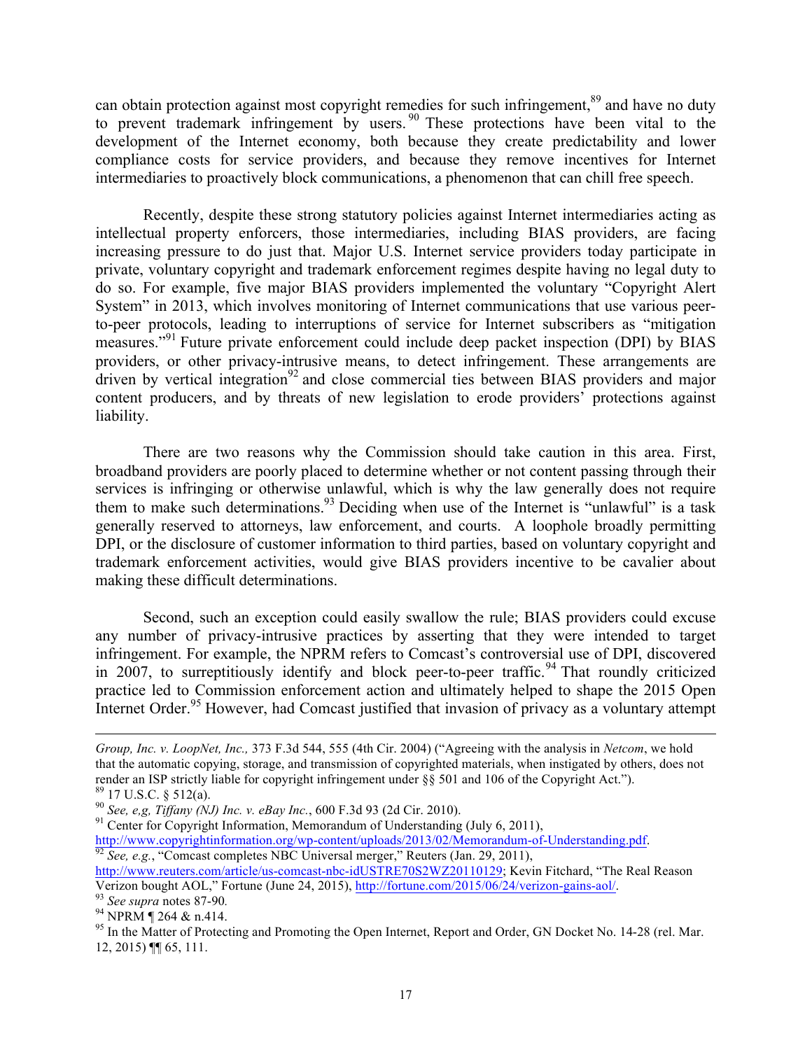can obtain protection against most copyright remedies for such infringement,[89] and have no duty to prevent trademark infringement by users.[90] These protections have been vital to the development of the Internet economy, both because they create predictability and lower compliance costs for service providers, and because they remove incentives for Internet intermediaries to proactively block communications, a phenomenon that can chill free speech.

Recently, despite these strong statutory policies against Internet intermediaries acting as intellectual property enforcers, those intermediaries, including BIAS providers, are facing increasing pressure to do just that. Major U.S. Internet service providers today participate in private, voluntary copyright and trademark enforcement regimes despite having no legal duty to do so. For example, five major BIAS providers implemented the voluntary "Copyright Alert System" in 2013, which involves monitoring of Internet communications that use various peer-to-peer protocols, leading to interruptions of service for Internet subscribers as "mitigation measures."[91] Future private enforcement could include deep packet inspection (DPI) by BIAS providers, or other privacy-intrusive means, to detect infringement. These arrangements are driven by vertical integration[92] and close commercial ties between BIAS providers and major content producers, and by threats of new legislation to erode providers' protections against liability.

There are two reasons why the Commission should take caution in this area. First, broadband providers are poorly placed to determine whether or not content passing through their services is infringing or otherwise unlawful, which is why the law generally does not require them to make such determinations.[93] Deciding when use of the Internet is "unlawful" is a task generally reserved to attorneys, law enforcement, and courts. A loophole broadly permitting DPI, or the disclosure of customer information to third parties, based on voluntary copyright and trademark enforcement activities, would give BIAS providers incentive to be cavalier about making these difficult determinations.

Second, such an exception could easily swallow the rule; BIAS providers could excuse any number of privacy-intrusive practices by asserting that they were intended to target infringement. For example, the NPRM refers to Comcast's controversial use of DPI, discovered in 2007, to surreptitiously identify and block peer-to-peer traffic.[94] That roundly criticized practice led to Commission enforcement action and ultimately helped to shape the 2015 Open Internet Order.[95] However, had Comcast justified that invasion of privacy as a voluntary attempt

---

*Group, Inc. v. LoopNet, Inc.,* 373 F.3d 544, 555 (4th Cir. 2004) ("Agreeing with the analysis in *Netcom*, we hold that the automatic copying, storage, and transmission of copyrighted materials, when instigated by others, does not render an ISP strictly liable for copyright infringement under §§ 501 and 106 of the Copyright Act.").

[89] 17 U.S.C. § 512(a).

[90] *See, e,g, Tiffany (NJ) Inc. v. eBay Inc.*, 600 F.3d 93 (2d Cir. 2010).

[91] Center for Copyright Information, Memorandum of Understanding (July 6, 2011), http://www.copyrightinformation.org/wp-content/uploads/2013/02/Memorandum-of-Understanding.pdf.

[92] *See, e.g.*, "Comcast completes NBC Universal merger," Reuters (Jan. 29, 2011), http://www.reuters.com/article/us-comcast-nbc-idUSTRE70S2WZ20110129; Kevin Fitchard, "The Real Reason Verizon bought AOL," Fortune (June 24, 2015), http://fortune.com/2015/06/24/verizon-gains-aol/.

[93] *See supra* notes 87-90*.*

[94] NPRM ¶ 264 & n.414.

[95] In the Matter of Protecting and Promoting the Open Internet, Report and Order, GN Docket No. 14-28 (rel. Mar. 12, 2015) ¶¶ 65, 111.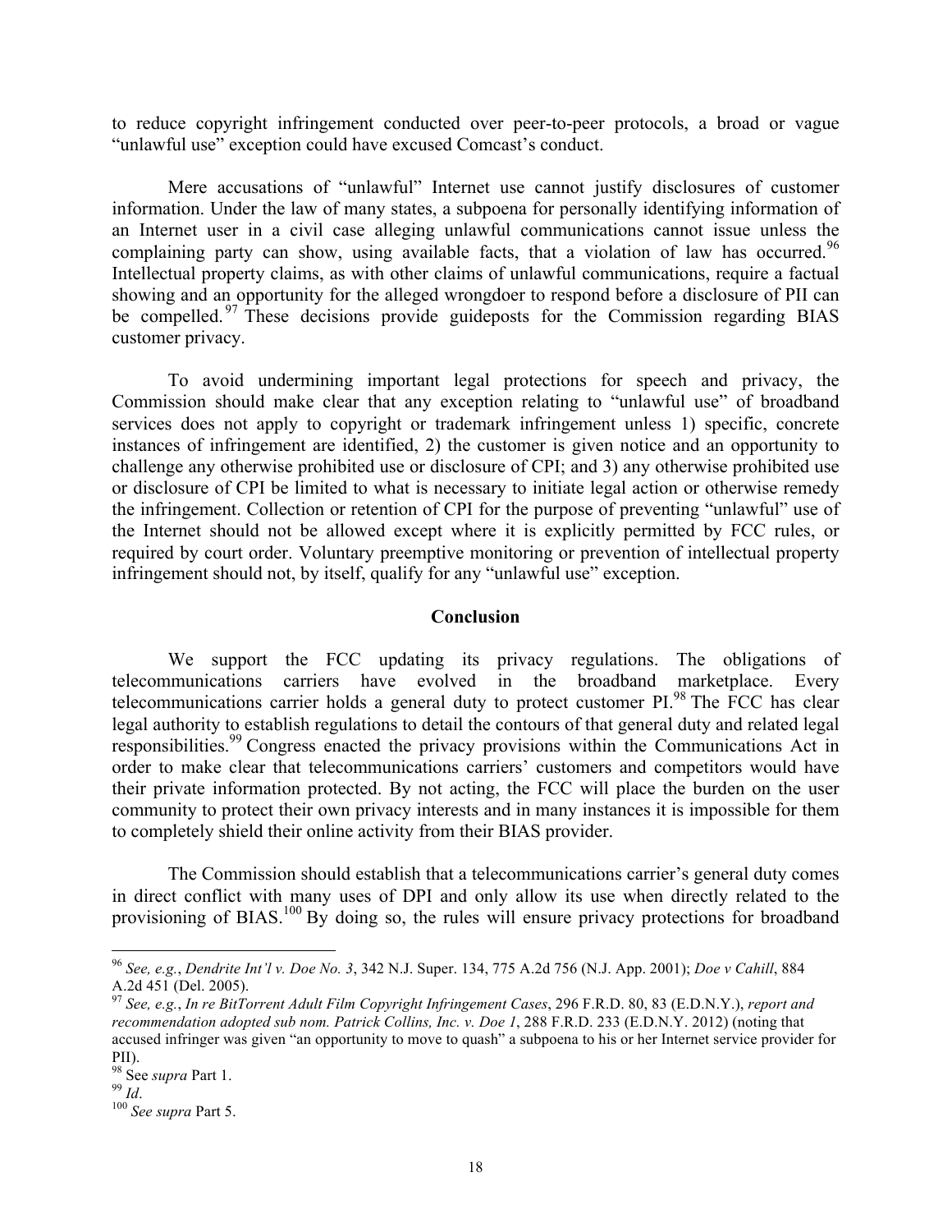to reduce copyright infringement conducted over peer-to-peer protocols, a broad or vague "unlawful use" exception could have excused Comcast's conduct.

Mere accusations of "unlawful" Internet use cannot justify disclosures of customer information. Under the law of many states, a subpoena for personally identifying information of an Internet user in a civil case alleging unlawful communications cannot issue unless the complaining party can show, using available facts, that a violation of law has occurred.[96] Intellectual property claims, as with other claims of unlawful communications, require a factual showing and an opportunity for the alleged wrongdoer to respond before a disclosure of PII can be compelled.[97] These decisions provide guideposts for the Commission regarding BIAS customer privacy.

To avoid undermining important legal protections for speech and privacy, the Commission should make clear that any exception relating to "unlawful use" of broadband services does not apply to copyright or trademark infringement unless 1) specific, concrete instances of infringement are identified, 2) the customer is given notice and an opportunity to challenge any otherwise prohibited use or disclosure of CPI; and 3) any otherwise prohibited use or disclosure of CPI be limited to what is necessary to initiate legal action or otherwise remedy the infringement. Collection or retention of CPI for the purpose of preventing "unlawful" use of the Internet should not be allowed except where it is explicitly permitted by FCC rules, or required by court order. Voluntary preemptive monitoring or prevention of intellectual property infringement should not, by itself, qualify for any "unlawful use" exception.

## Conclusion

We support the FCC updating its privacy regulations. The obligations of telecommunications carriers have evolved in the broadband marketplace. Every telecommunications carrier holds a general duty to protect customer PI.[98] The FCC has clear legal authority to establish regulations to detail the contours of that general duty and related legal responsibilities.[99] Congress enacted the privacy provisions within the Communications Act in order to make clear that telecommunications carriers' customers and competitors would have their private information protected. By not acting, the FCC will place the burden on the user community to protect their own privacy interests and in many instances it is impossible for them to completely shield their online activity from their BIAS provider.

The Commission should establish that a telecommunications carrier's general duty comes in direct conflict with many uses of DPI and only allow its use when directly related to the provisioning of BIAS.[100] By doing so, the rules will ensure privacy protections for broadband

---

[96] *See, e.g.*, *Dendrite Int'l v. Doe No. 3*, 342 N.J. Super. 134, 775 A.2d 756 (N.J. App. 2001); *Doe v Cahill*, 884 A.2d 451 (Del. 2005).

[97] *See, e.g.*, *In re BitTorrent Adult Film Copyright Infringement Cases*, 296 F.R.D. 80, 83 (E.D.N.Y.), *report and recommendation adopted sub nom. Patrick Collins, Inc. v. Doe 1*, 288 F.R.D. 233 (E.D.N.Y. 2012) (noting that accused infringer was given "an opportunity to move to quash" a subpoena to his or her Internet service provider for PII).

[98] See *supra* Part 1.

[99] *Id*.

[100] *See supra* Part 5.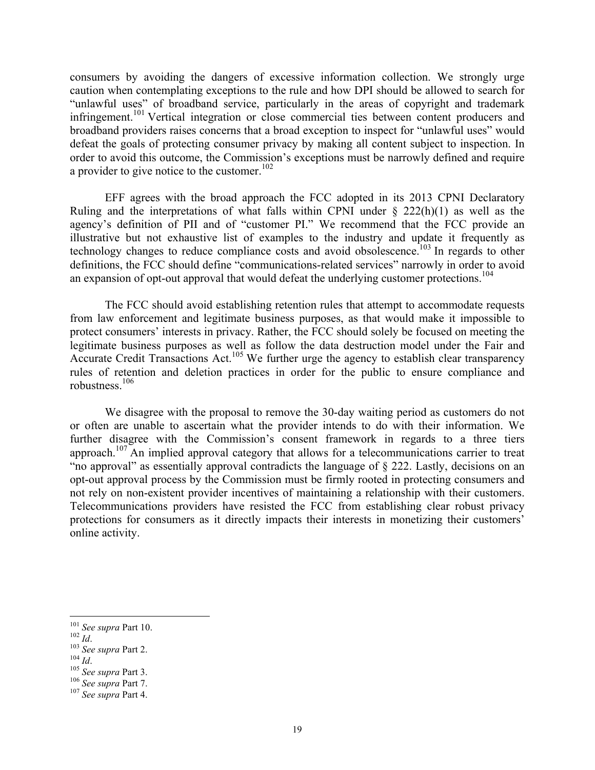consumers by avoiding the dangers of excessive information collection. We strongly urge caution when contemplating exceptions to the rule and how DPI should be allowed to search for "unlawful uses" of broadband service, particularly in the areas of copyright and trademark infringement.[101] Vertical integration or close commercial ties between content producers and broadband providers raises concerns that a broad exception to inspect for "unlawful uses" would defeat the goals of protecting consumer privacy by making all content subject to inspection. In order to avoid this outcome, the Commission's exceptions must be narrowly defined and require a provider to give notice to the customer.[102]

EFF agrees with the broad approach the FCC adopted in its 2013 CPNI Declaratory Ruling and the interpretations of what falls within CPNI under § 222(h)(1) as well as the agency's definition of PII and of "customer PI." We recommend that the FCC provide an illustrative but not exhaustive list of examples to the industry and update it frequently as technology changes to reduce compliance costs and avoid obsolescence.[103] In regards to other definitions, the FCC should define "communications-related services" narrowly in order to avoid an expansion of opt-out approval that would defeat the underlying customer protections.[104]

The FCC should avoid establishing retention rules that attempt to accommodate requests from law enforcement and legitimate business purposes, as that would make it impossible to protect consumers' interests in privacy. Rather, the FCC should solely be focused on meeting the legitimate business purposes as well as follow the data destruction model under the Fair and Accurate Credit Transactions Act.[105] We further urge the agency to establish clear transparency rules of retention and deletion practices in order for the public to ensure compliance and robustness.[106]

We disagree with the proposal to remove the 30-day waiting period as customers do not or often are unable to ascertain what the provider intends to do with their information. We further disagree with the Commission's consent framework in regards to a three tiers approach.[107] An implied approval category that allows for a telecommunications carrier to treat "no approval" as essentially approval contradicts the language of § 222. Lastly, decisions on an opt-out approval process by the Commission must be firmly rooted in protecting consumers and not rely on non-existent provider incentives of maintaining a relationship with their customers. Telecommunications providers have resisted the FCC from establishing clear robust privacy protections for consumers as it directly impacts their interests in monetizing their customers' online activity.

---

[101] *See supra* Part 10.
[102] *Id*.
[103] *See supra* Part 2.
[104] *Id*.
[105] *See supra* Part 3.
[106] *See supra* Part 7.
[107] *See supra* Part 4.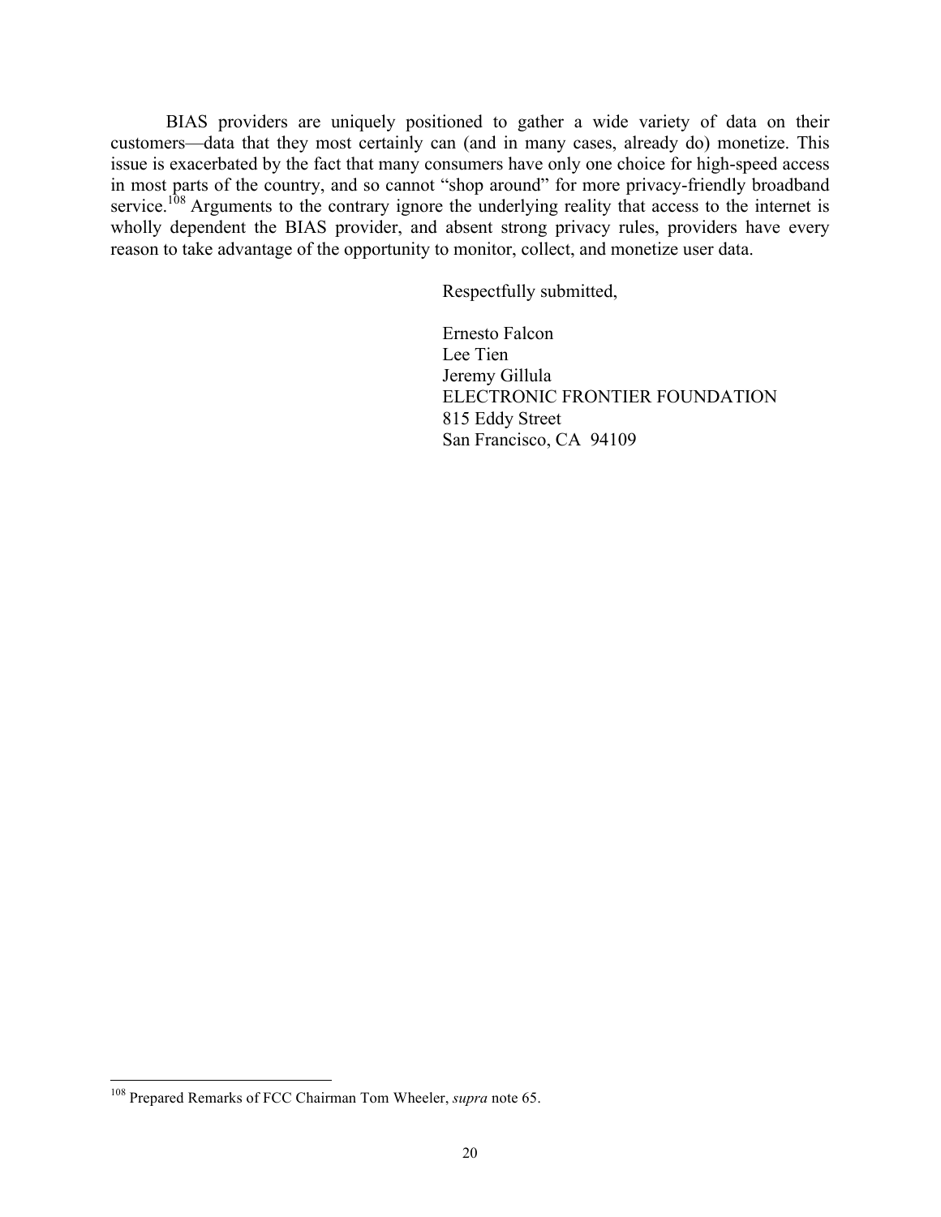BIAS providers are uniquely positioned to gather a wide variety of data on their customers—data that they most certainly can (and in many cases, already do) monetize. This issue is exacerbated by the fact that many consumers have only one choice for high-speed access in most parts of the country, and so cannot "shop around" for more privacy-friendly broadband service.[108] Arguments to the contrary ignore the underlying reality that access to the internet is wholly dependent the BIAS provider, and absent strong privacy rules, providers have every reason to take advantage of the opportunity to monitor, collect, and monetize user data.

Respectfully submitted,

Ernesto Falcon
Lee Tien
Jeremy Gillula
ELECTRONIC FRONTIER FOUNDATION
815 Eddy Street
San Francisco, CA 94109

---

[108] Prepared Remarks of FCC Chairman Tom Wheeler, *supra* note 65.